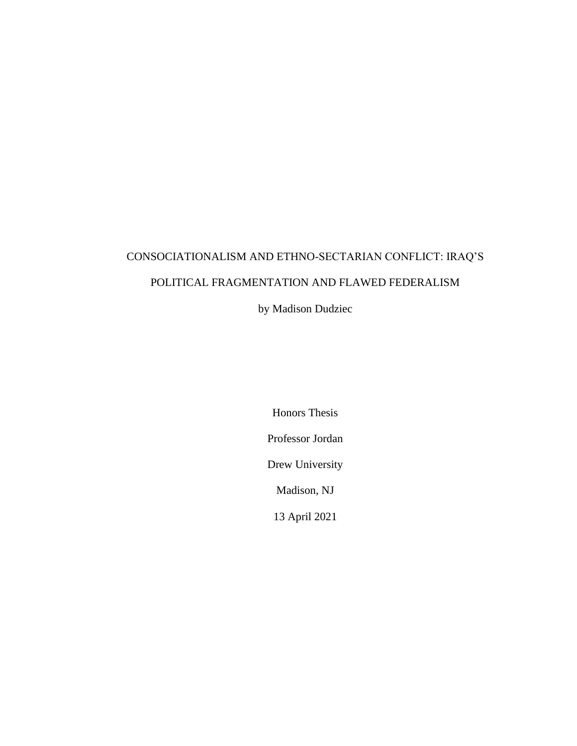# CONSOCIATIONALISM AND ETHNO-SECTARIAN CONFLICT: IRAQ'S POLITICAL FRAGMENTATION AND FLAWED FEDERALISM

by Madison Dudziec

Honors Thesis

Professor Jordan

Drew University

Madison, NJ

13 April 2021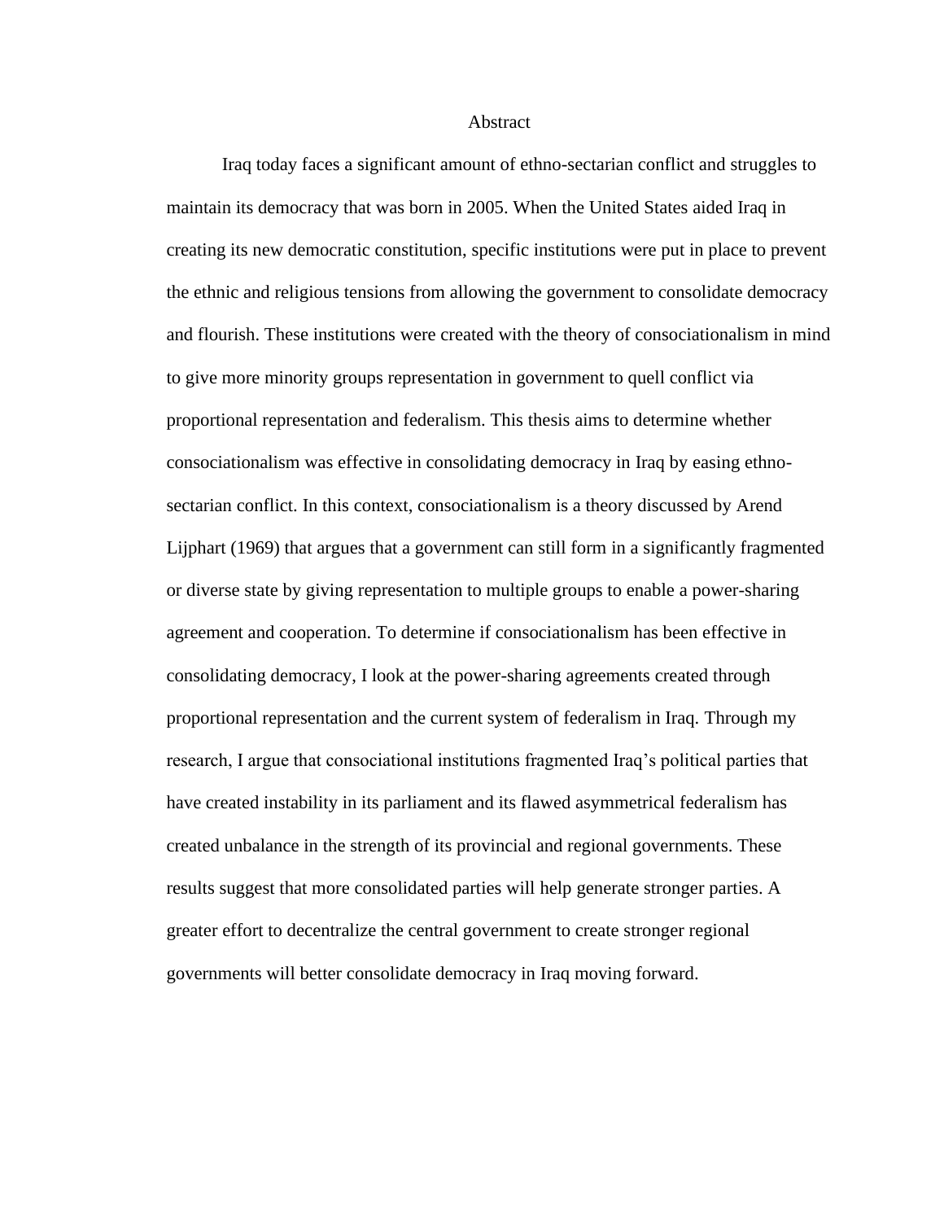# Abstract

Iraq today faces a significant amount of ethno-sectarian conflict and struggles to maintain its democracy that was born in 2005. When the United States aided Iraq in creating its new democratic constitution, specific institutions were put in place to prevent the ethnic and religious tensions from allowing the government to consolidate democracy and flourish. These institutions were created with the theory of consociationalism in mind to give more minority groups representation in government to quell conflict via proportional representation and federalism. This thesis aims to determine whether consociationalism was effective in consolidating democracy in Iraq by easing ethno-sectarian conflict. In this context, consociationalism is a theory discussed by Arend Lijphart (1969) that argues that a government can still form in a significantly fragmented or diverse state by giving representation to multiple groups to enable a power-sharing agreement and cooperation. To determine if consociationalism has been effective in consolidating democracy, I look at the power-sharing agreements created through proportional representation and the current system of federalism in Iraq. Through my research, I argue that consociational institutions fragmented Iraq's political parties that have created instability in its parliament and its flawed asymmetrical federalism has created unbalance in the strength of its provincial and regional governments. These results suggest that more consolidated parties will help generate stronger parties. A greater effort to decentralize the central government to create stronger regional governments will better consolidate democracy in Iraq moving forward.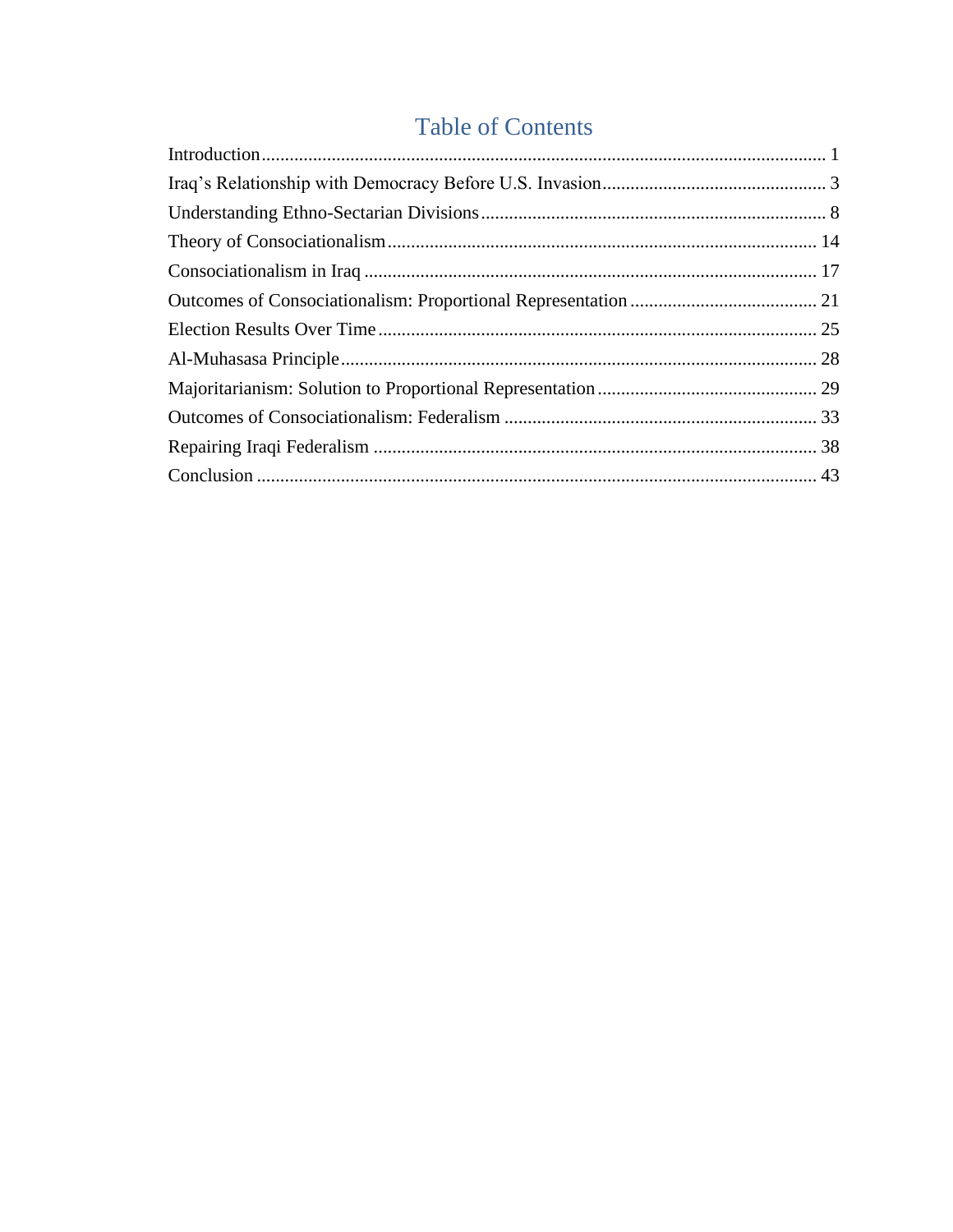# Table of Contents

Introduction........................................................................................................................ 1
Iraq's Relationship with Democracy Before U.S. Invasion................................................ 3
Understanding Ethno-Sectarian Divisions.......................................................................... 8
Theory of Consociationalism........................................................................................... 14
Consociationalism in Iraq ................................................................................................ 17
Outcomes of Consociationalism: Proportional Representation ........................................ 21
Election Results Over Time............................................................................................. 25
Al-Muhasasa Principle..................................................................................................... 28
Majoritarianism: Solution to Proportional Representation .............................................. 29
Outcomes of Consociationalism: Federalism .................................................................. 33
Repairing Iraqi Federalism .............................................................................................. 38
Conclusion ....................................................................................................................... 43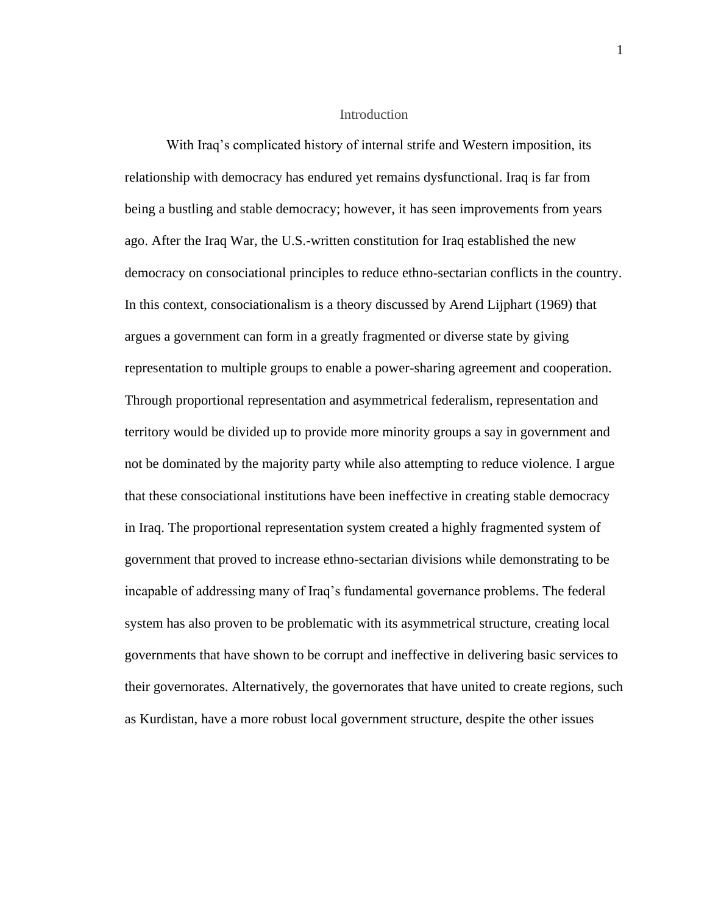# Introduction

With Iraq's complicated history of internal strife and Western imposition, its relationship with democracy has endured yet remains dysfunctional. Iraq is far from being a bustling and stable democracy; however, it has seen improvements from years ago. After the Iraq War, the U.S.-written constitution for Iraq established the new democracy on consociational principles to reduce ethno-sectarian conflicts in the country. In this context, consociationalism is a theory discussed by Arend Lijphart (1969) that argues a government can form in a greatly fragmented or diverse state by giving representation to multiple groups to enable a power-sharing agreement and cooperation. Through proportional representation and asymmetrical federalism, representation and territory would be divided up to provide more minority groups a say in government and not be dominated by the majority party while also attempting to reduce violence. I argue that these consociational institutions have been ineffective in creating stable democracy in Iraq. The proportional representation system created a highly fragmented system of government that proved to increase ethno-sectarian divisions while demonstrating to be incapable of addressing many of Iraq's fundamental governance problems. The federal system has also proven to be problematic with its asymmetrical structure, creating local governments that have shown to be corrupt and ineffective in delivering basic services to their governorates. Alternatively, the governorates that have united to create regions, such as Kurdistan, have a more robust local government structure, despite the other issues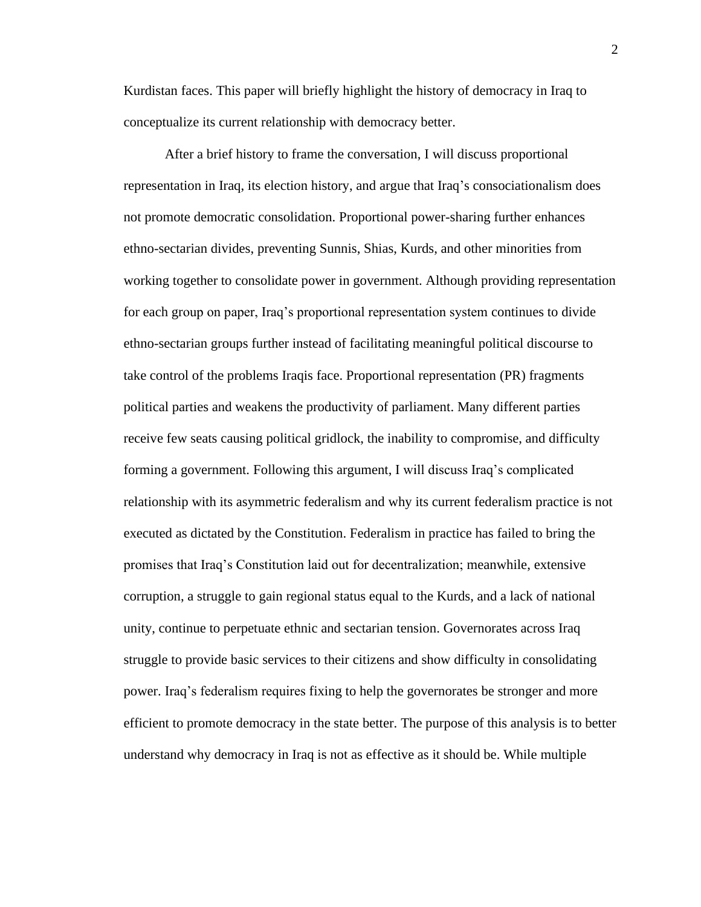Kurdistan faces. This paper will briefly highlight the history of democracy in Iraq to conceptualize its current relationship with democracy better.

After a brief history to frame the conversation, I will discuss proportional representation in Iraq, its election history, and argue that Iraq's consociationalism does not promote democratic consolidation. Proportional power-sharing further enhances ethno-sectarian divides, preventing Sunnis, Shias, Kurds, and other minorities from working together to consolidate power in government. Although providing representation for each group on paper, Iraq's proportional representation system continues to divide ethno-sectarian groups further instead of facilitating meaningful political discourse to take control of the problems Iraqis face. Proportional representation (PR) fragments political parties and weakens the productivity of parliament. Many different parties receive few seats causing political gridlock, the inability to compromise, and difficulty forming a government. Following this argument, I will discuss Iraq's complicated relationship with its asymmetric federalism and why its current federalism practice is not executed as dictated by the Constitution. Federalism in practice has failed to bring the promises that Iraq's Constitution laid out for decentralization; meanwhile, extensive corruption, a struggle to gain regional status equal to the Kurds, and a lack of national unity, continue to perpetuate ethnic and sectarian tension. Governorates across Iraq struggle to provide basic services to their citizens and show difficulty in consolidating power. Iraq's federalism requires fixing to help the governorates be stronger and more efficient to promote democracy in the state better. The purpose of this analysis is to better understand why democracy in Iraq is not as effective as it should be. While multiple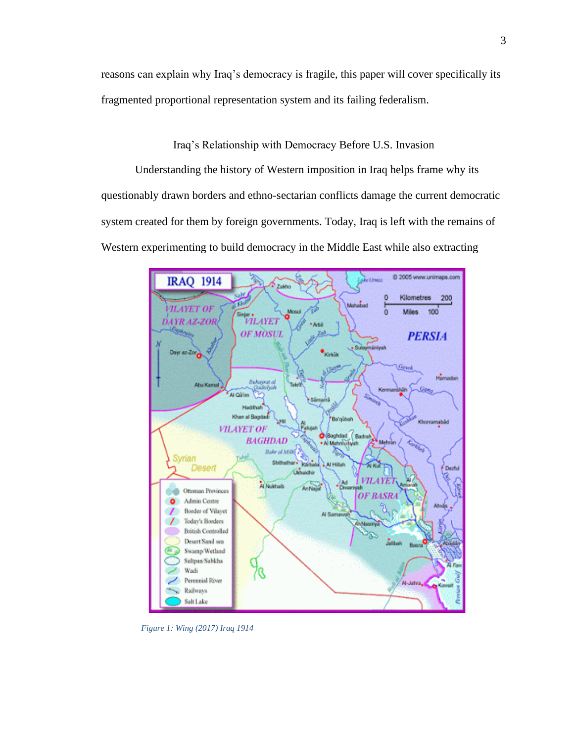reasons can explain why Iraq's democracy is fragile, this paper will cover specifically its fragmented proportional representation system and its failing federalism.

## Iraq's Relationship with Democracy Before U.S. Invasion

Understanding the history of Western imposition in Iraq helps frame why its questionably drawn borders and ethno-sectarian conflicts damage the current democratic system created for them by foreign governments. Today, Iraq is left with the remains of Western experimenting to build democracy in the Middle East while also extracting

*Figure 1: Wing (2017) Iraq 1914*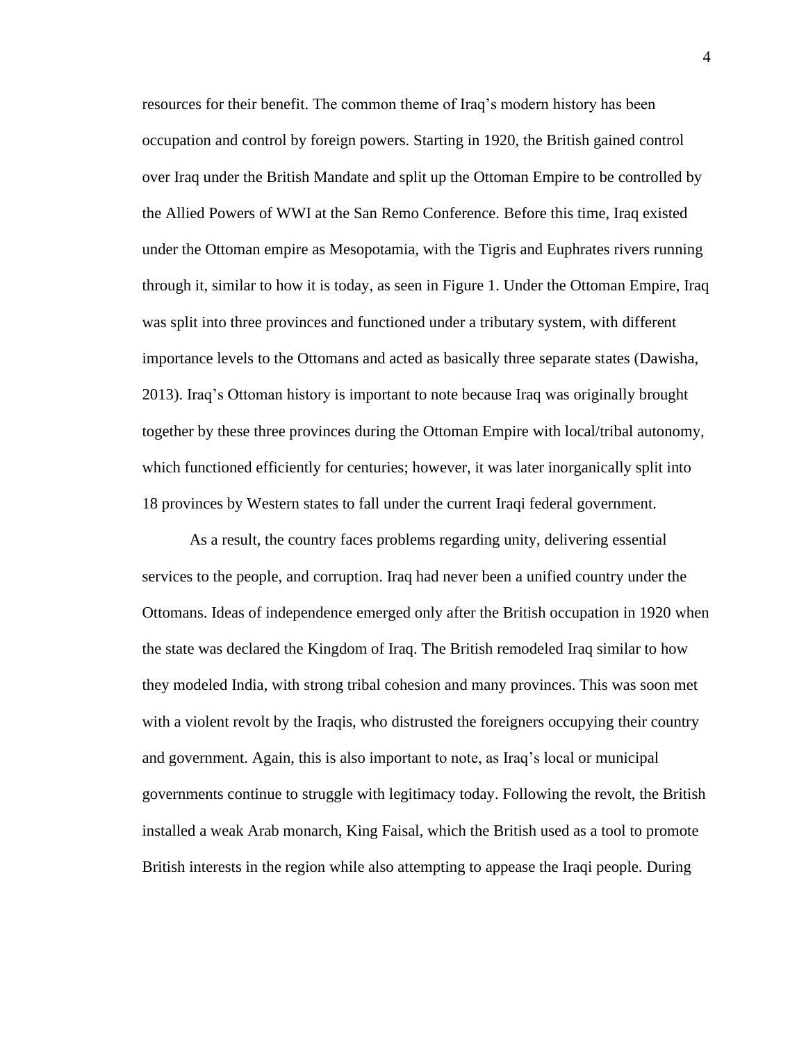resources for their benefit. The common theme of Iraq's modern history has been occupation and control by foreign powers. Starting in 1920, the British gained control over Iraq under the British Mandate and split up the Ottoman Empire to be controlled by the Allied Powers of WWI at the San Remo Conference. Before this time, Iraq existed under the Ottoman empire as Mesopotamia, with the Tigris and Euphrates rivers running through it, similar to how it is today, as seen in Figure 1. Under the Ottoman Empire, Iraq was split into three provinces and functioned under a tributary system, with different importance levels to the Ottomans and acted as basically three separate states (Dawisha, 2013). Iraq's Ottoman history is important to note because Iraq was originally brought together by these three provinces during the Ottoman Empire with local/tribal autonomy, which functioned efficiently for centuries; however, it was later inorganically split into 18 provinces by Western states to fall under the current Iraqi federal government.

As a result, the country faces problems regarding unity, delivering essential services to the people, and corruption. Iraq had never been a unified country under the Ottomans. Ideas of independence emerged only after the British occupation in 1920 when the state was declared the Kingdom of Iraq. The British remodeled Iraq similar to how they modeled India, with strong tribal cohesion and many provinces. This was soon met with a violent revolt by the Iraqis, who distrusted the foreigners occupying their country and government. Again, this is also important to note, as Iraq's local or municipal governments continue to struggle with legitimacy today. Following the revolt, the British installed a weak Arab monarch, King Faisal, which the British used as a tool to promote British interests in the region while also attempting to appease the Iraqi people. During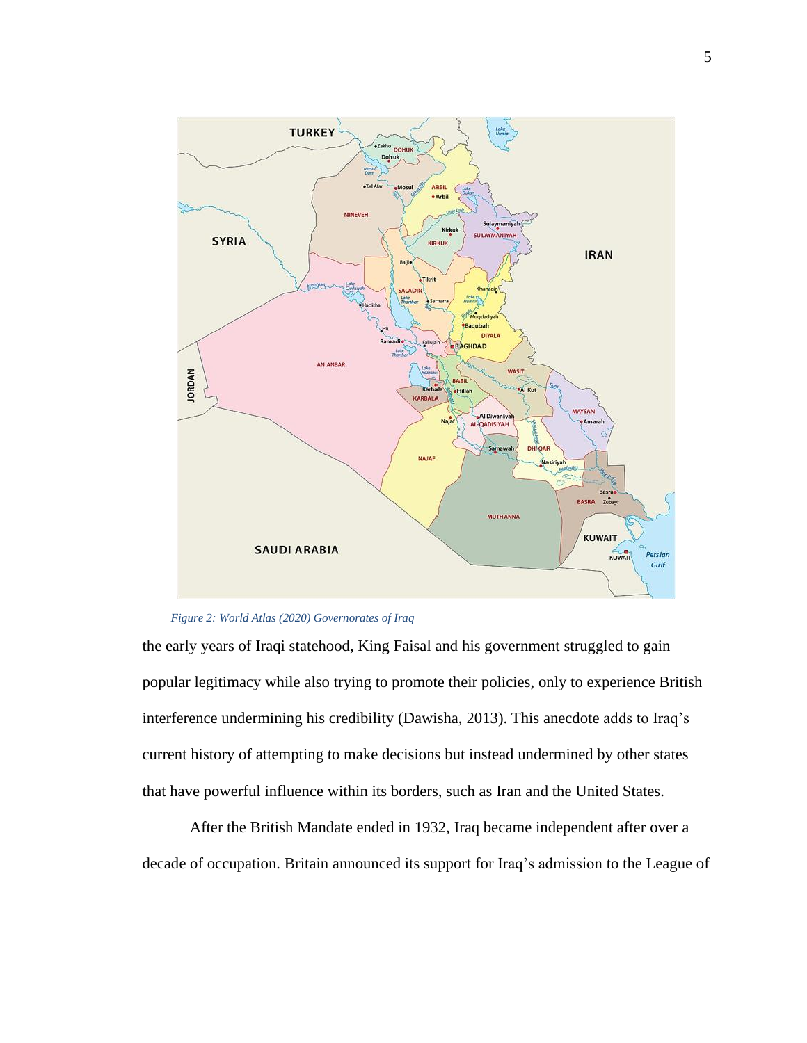*Figure 2: World Atlas (2020) Governorates of Iraq*

the early years of Iraqi statehood, King Faisal and his government struggled to gain popular legitimacy while also trying to promote their policies, only to experience British interference undermining his credibility (Dawisha, 2013). This anecdote adds to Iraq's current history of attempting to make decisions but instead undermined by other states that have powerful influence within its borders, such as Iran and the United States.

After the British Mandate ended in 1932, Iraq became independent after over a decade of occupation. Britain announced its support for Iraq's admission to the League of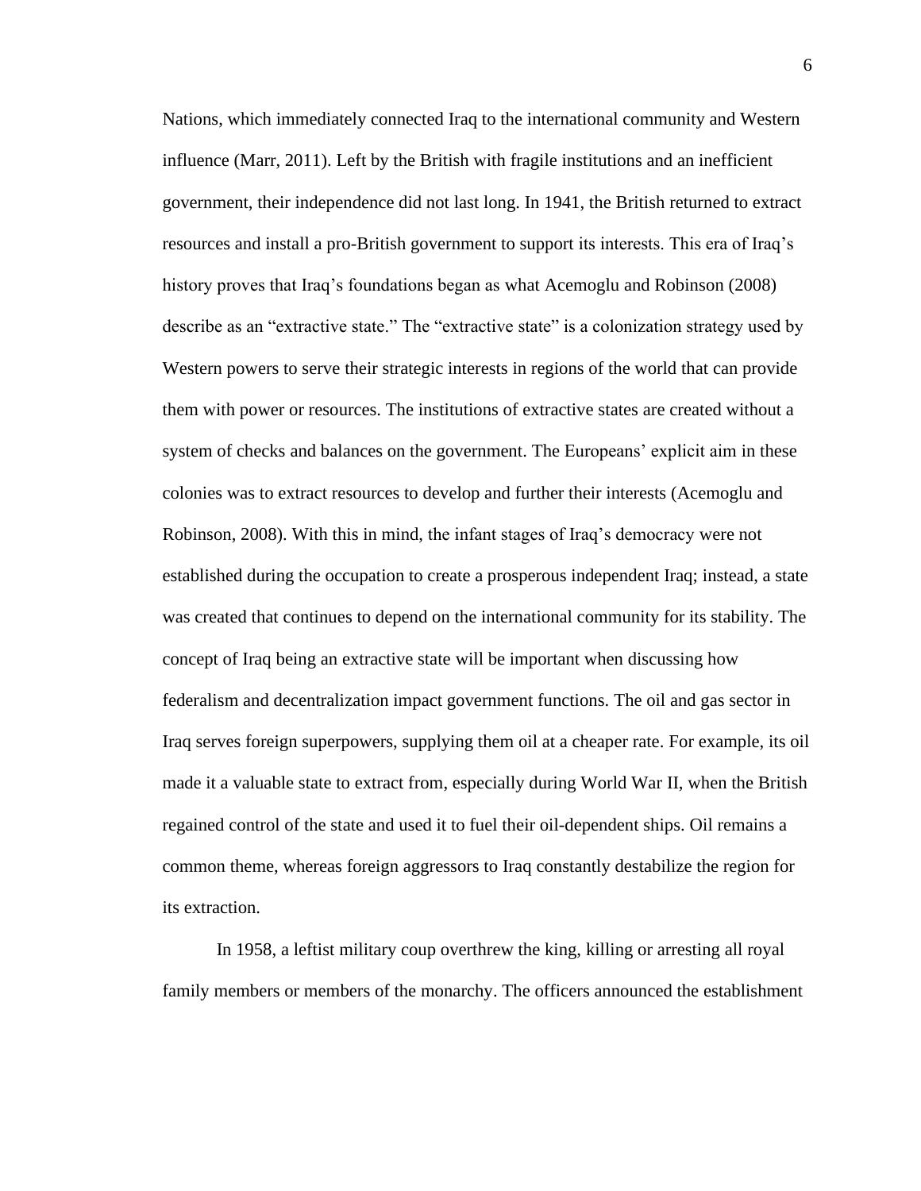Nations, which immediately connected Iraq to the international community and Western influence (Marr, 2011). Left by the British with fragile institutions and an inefficient government, their independence did not last long. In 1941, the British returned to extract resources and install a pro-British government to support its interests. This era of Iraq's history proves that Iraq's foundations began as what Acemoglu and Robinson (2008) describe as an "extractive state." The "extractive state" is a colonization strategy used by Western powers to serve their strategic interests in regions of the world that can provide them with power or resources. The institutions of extractive states are created without a system of checks and balances on the government. The Europeans' explicit aim in these colonies was to extract resources to develop and further their interests (Acemoglu and Robinson, 2008). With this in mind, the infant stages of Iraq's democracy were not established during the occupation to create a prosperous independent Iraq; instead, a state was created that continues to depend on the international community for its stability. The concept of Iraq being an extractive state will be important when discussing how federalism and decentralization impact government functions. The oil and gas sector in Iraq serves foreign superpowers, supplying them oil at a cheaper rate. For example, its oil made it a valuable state to extract from, especially during World War II, when the British regained control of the state and used it to fuel their oil-dependent ships. Oil remains a common theme, whereas foreign aggressors to Iraq constantly destabilize the region for its extraction.

In 1958, a leftist military coup overthrew the king, killing or arresting all royal family members or members of the monarchy. The officers announced the establishment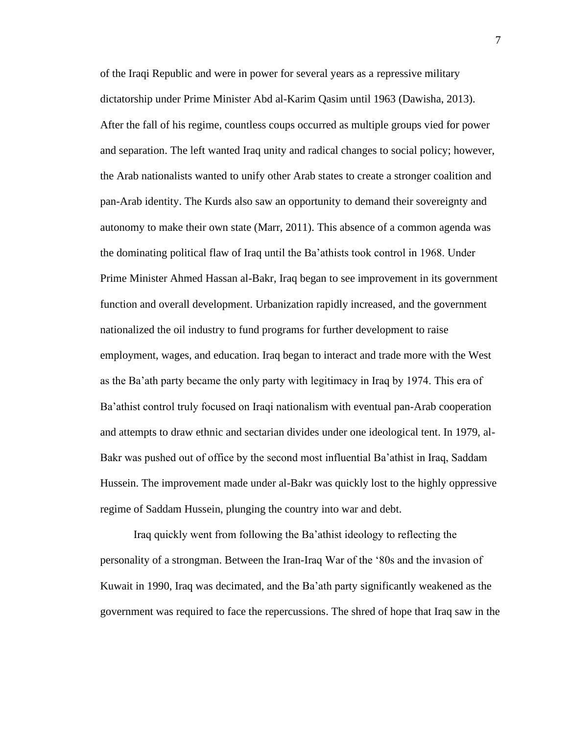of the Iraqi Republic and were in power for several years as a repressive military dictatorship under Prime Minister Abd al-Karim Qasim until 1963 (Dawisha, 2013). After the fall of his regime, countless coups occurred as multiple groups vied for power and separation. The left wanted Iraq unity and radical changes to social policy; however, the Arab nationalists wanted to unify other Arab states to create a stronger coalition and pan-Arab identity. The Kurds also saw an opportunity to demand their sovereignty and autonomy to make their own state (Marr, 2011). This absence of a common agenda was the dominating political flaw of Iraq until the Ba'athists took control in 1968. Under Prime Minister Ahmed Hassan al-Bakr, Iraq began to see improvement in its government function and overall development. Urbanization rapidly increased, and the government nationalized the oil industry to fund programs for further development to raise employment, wages, and education. Iraq began to interact and trade more with the West as the Ba'ath party became the only party with legitimacy in Iraq by 1974. This era of Ba'athist control truly focused on Iraqi nationalism with eventual pan-Arab cooperation and attempts to draw ethnic and sectarian divides under one ideological tent. In 1979, al-Bakr was pushed out of office by the second most influential Ba'athist in Iraq, Saddam Hussein. The improvement made under al-Bakr was quickly lost to the highly oppressive regime of Saddam Hussein, plunging the country into war and debt.

Iraq quickly went from following the Ba'athist ideology to reflecting the personality of a strongman. Between the Iran-Iraq War of the '80s and the invasion of Kuwait in 1990, Iraq was decimated, and the Ba'ath party significantly weakened as the government was required to face the repercussions. The shred of hope that Iraq saw in the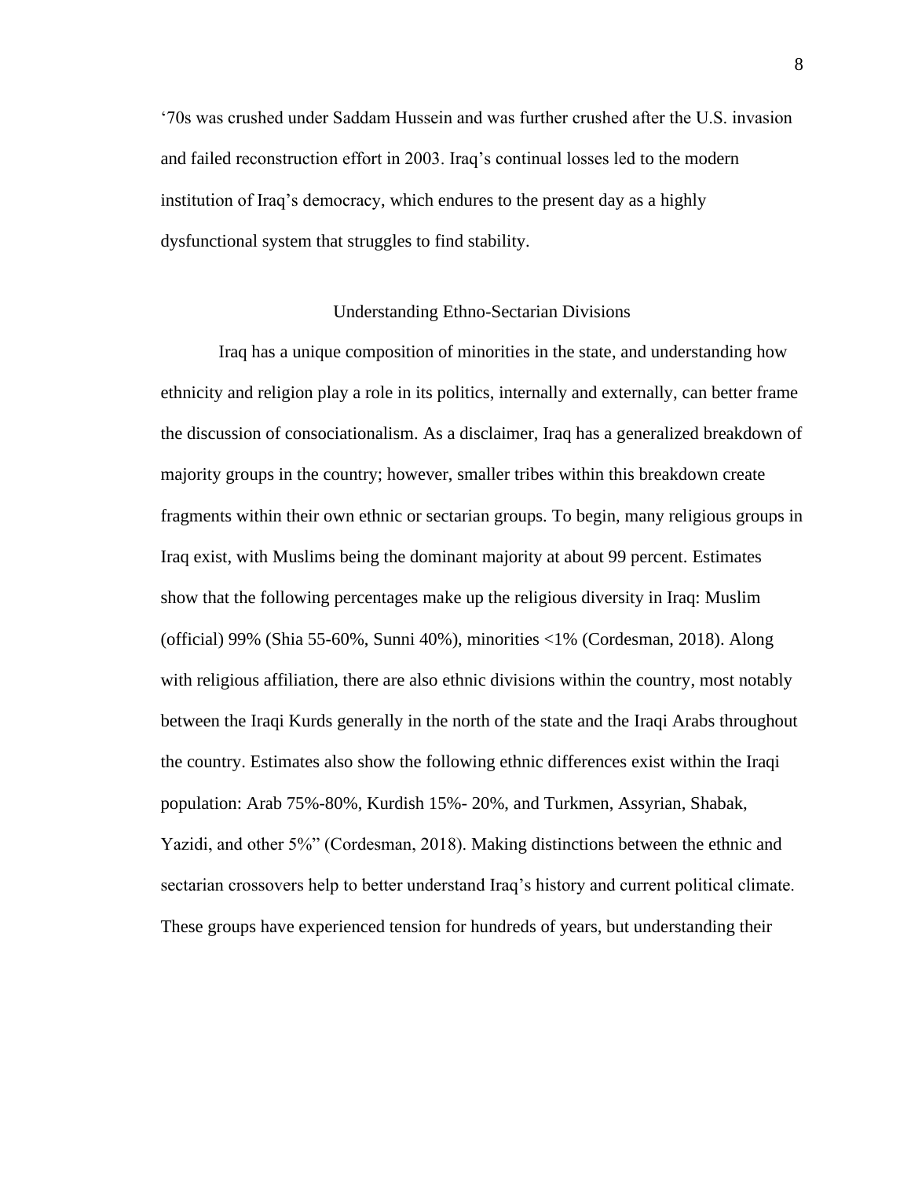‘70s was crushed under Saddam Hussein and was further crushed after the U.S. invasion and failed reconstruction effort in 2003. Iraq’s continual losses led to the modern institution of Iraq’s democracy, which endures to the present day as a highly dysfunctional system that struggles to find stability.

## Understanding Ethno-Sectarian Divisions

Iraq has a unique composition of minorities in the state, and understanding how ethnicity and religion play a role in its politics, internally and externally, can better frame the discussion of consociationalism. As a disclaimer, Iraq has a generalized breakdown of majority groups in the country; however, smaller tribes within this breakdown create fragments within their own ethnic or sectarian groups. To begin, many religious groups in Iraq exist, with Muslims being the dominant majority at about 99 percent. Estimates show that the following percentages make up the religious diversity in Iraq: Muslim (official) 99% (Shia 55-60%, Sunni 40%), minorities <1% (Cordesman, 2018). Along with religious affiliation, there are also ethnic divisions within the country, most notably between the Iraqi Kurds generally in the north of the state and the Iraqi Arabs throughout the country. Estimates also show the following ethnic differences exist within the Iraqi population: Arab 75%-80%, Kurdish 15%- 20%, and Turkmen, Assyrian, Shabak, Yazidi, and other 5%” (Cordesman, 2018). Making distinctions between the ethnic and sectarian crossovers help to better understand Iraq’s history and current political climate. These groups have experienced tension for hundreds of years, but understanding their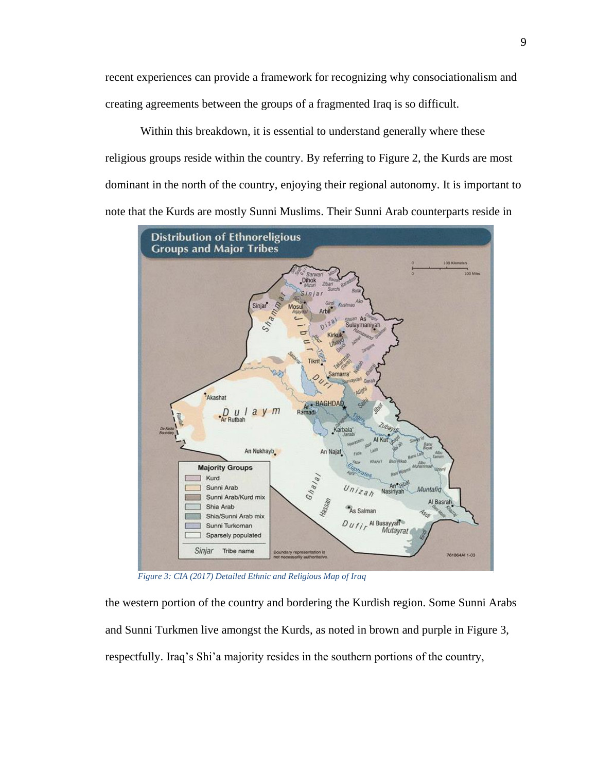recent experiences can provide a framework for recognizing why consociationalism and creating agreements between the groups of a fragmented Iraq is so difficult.

Within this breakdown, it is essential to understand generally where these religious groups reside within the country. By referring to Figure 2, the Kurds are most dominant in the north of the country, enjoying their regional autonomy. It is important to note that the Kurds are mostly Sunni Muslims. Their Sunni Arab counterparts reside in

*Figure 3: CIA (2017) Detailed Ethnic and Religious Map of Iraq*

the western portion of the country and bordering the Kurdish region. Some Sunni Arabs and Sunni Turkmen live amongst the Kurds, as noted in brown and purple in Figure 3, respectfully. Iraq's Shi'a majority resides in the southern portions of the country,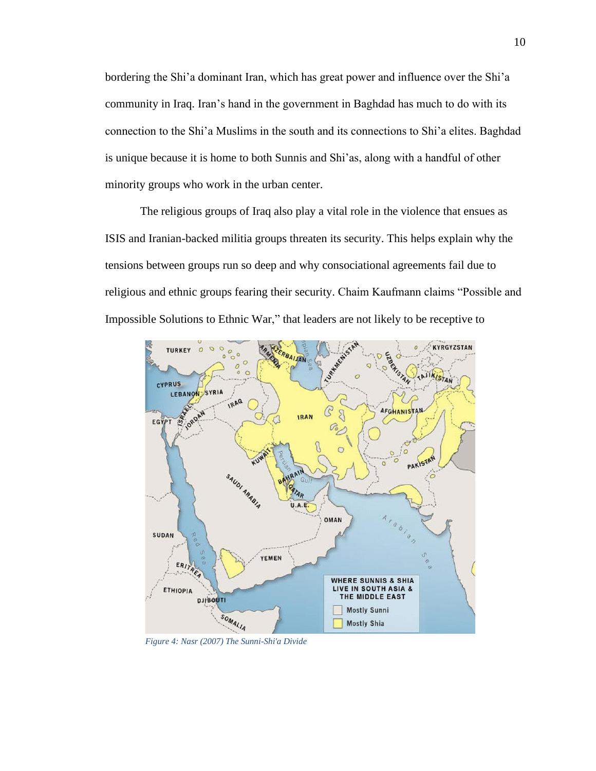bordering the Shi'a dominant Iran, which has great power and influence over the Shi'a community in Iraq. Iran's hand in the government in Baghdad has much to do with its connection to the Shi'a Muslims in the south and its connections to Shi'a elites. Baghdad is unique because it is home to both Sunnis and Shi'as, along with a handful of other minority groups who work in the urban center.

The religious groups of Iraq also play a vital role in the violence that ensues as ISIS and Iranian-backed militia groups threaten its security. This helps explain why the tensions between groups run so deep and why consociational agreements fail due to religious and ethnic groups fearing their security. Chaim Kaufmann claims "Possible and Impossible Solutions to Ethnic War," that leaders are not likely to be receptive to

*Figure 4: Nasr (2007) The Sunni-Shi'a Divide*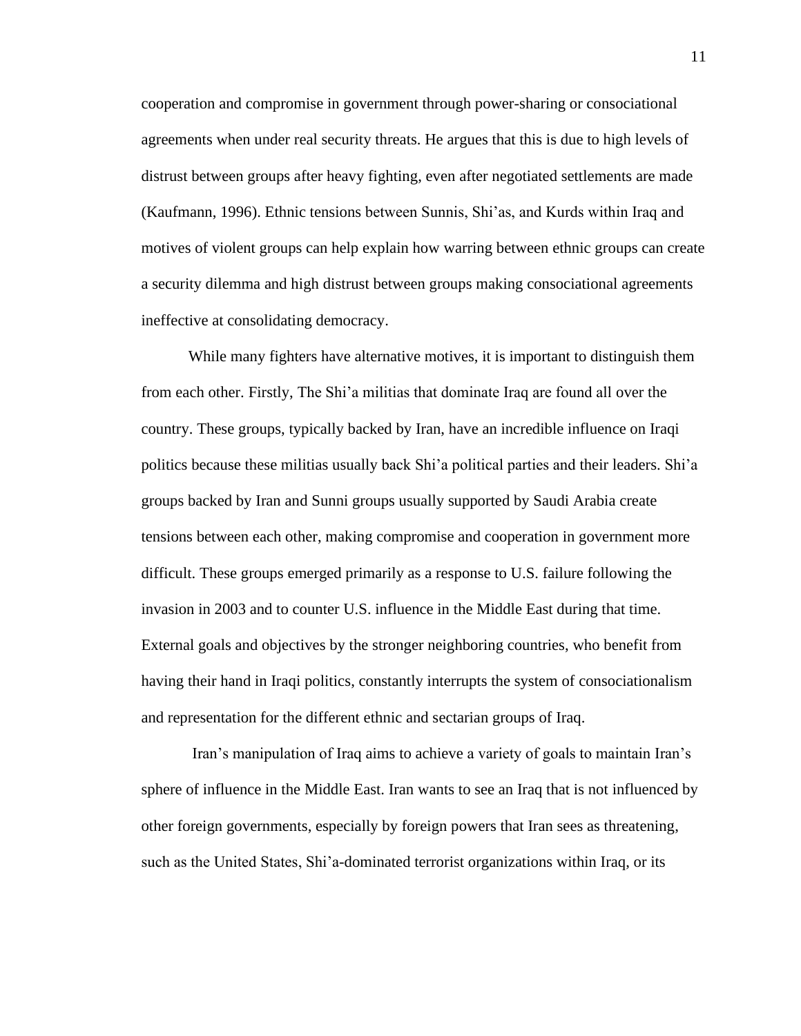cooperation and compromise in government through power-sharing or consociational agreements when under real security threats. He argues that this is due to high levels of distrust between groups after heavy fighting, even after negotiated settlements are made (Kaufmann, 1996). Ethnic tensions between Sunnis, Shi'as, and Kurds within Iraq and motives of violent groups can help explain how warring between ethnic groups can create a security dilemma and high distrust between groups making consociational agreements ineffective at consolidating democracy.

While many fighters have alternative motives, it is important to distinguish them from each other. Firstly, The Shi'a militias that dominate Iraq are found all over the country. These groups, typically backed by Iran, have an incredible influence on Iraqi politics because these militias usually back Shi'a political parties and their leaders. Shi'a groups backed by Iran and Sunni groups usually supported by Saudi Arabia create tensions between each other, making compromise and cooperation in government more difficult. These groups emerged primarily as a response to U.S. failure following the invasion in 2003 and to counter U.S. influence in the Middle East during that time. External goals and objectives by the stronger neighboring countries, who benefit from having their hand in Iraqi politics, constantly interrupts the system of consociationalism and representation for the different ethnic and sectarian groups of Iraq.

Iran's manipulation of Iraq aims to achieve a variety of goals to maintain Iran's sphere of influence in the Middle East. Iran wants to see an Iraq that is not influenced by other foreign governments, especially by foreign powers that Iran sees as threatening, such as the United States, Shi'a-dominated terrorist organizations within Iraq, or its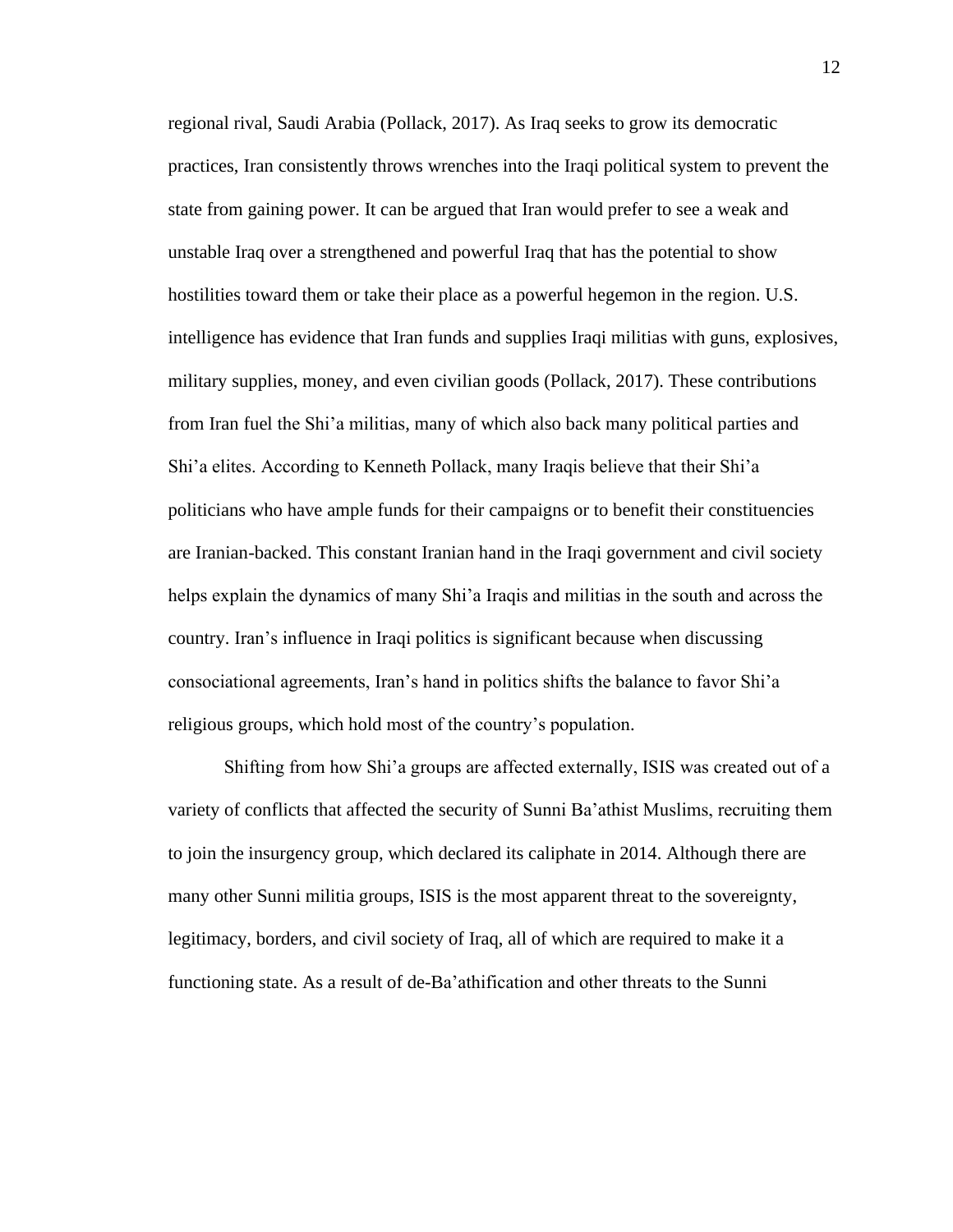regional rival, Saudi Arabia (Pollack, 2017). As Iraq seeks to grow its democratic practices, Iran consistently throws wrenches into the Iraqi political system to prevent the state from gaining power. It can be argued that Iran would prefer to see a weak and unstable Iraq over a strengthened and powerful Iraq that has the potential to show hostilities toward them or take their place as a powerful hegemon in the region. U.S. intelligence has evidence that Iran funds and supplies Iraqi militias with guns, explosives, military supplies, money, and even civilian goods (Pollack, 2017). These contributions from Iran fuel the Shi'a militias, many of which also back many political parties and Shi'a elites. According to Kenneth Pollack, many Iraqis believe that their Shi'a politicians who have ample funds for their campaigns or to benefit their constituencies are Iranian-backed. This constant Iranian hand in the Iraqi government and civil society helps explain the dynamics of many Shi'a Iraqis and militias in the south and across the country. Iran's influence in Iraqi politics is significant because when discussing consociational agreements, Iran's hand in politics shifts the balance to favor Shi'a religious groups, which hold most of the country's population.

Shifting from how Shi'a groups are affected externally, ISIS was created out of a variety of conflicts that affected the security of Sunni Ba'athist Muslims, recruiting them to join the insurgency group, which declared its caliphate in 2014. Although there are many other Sunni militia groups, ISIS is the most apparent threat to the sovereignty, legitimacy, borders, and civil society of Iraq, all of which are required to make it a functioning state. As a result of de-Ba'athification and other threats to the Sunni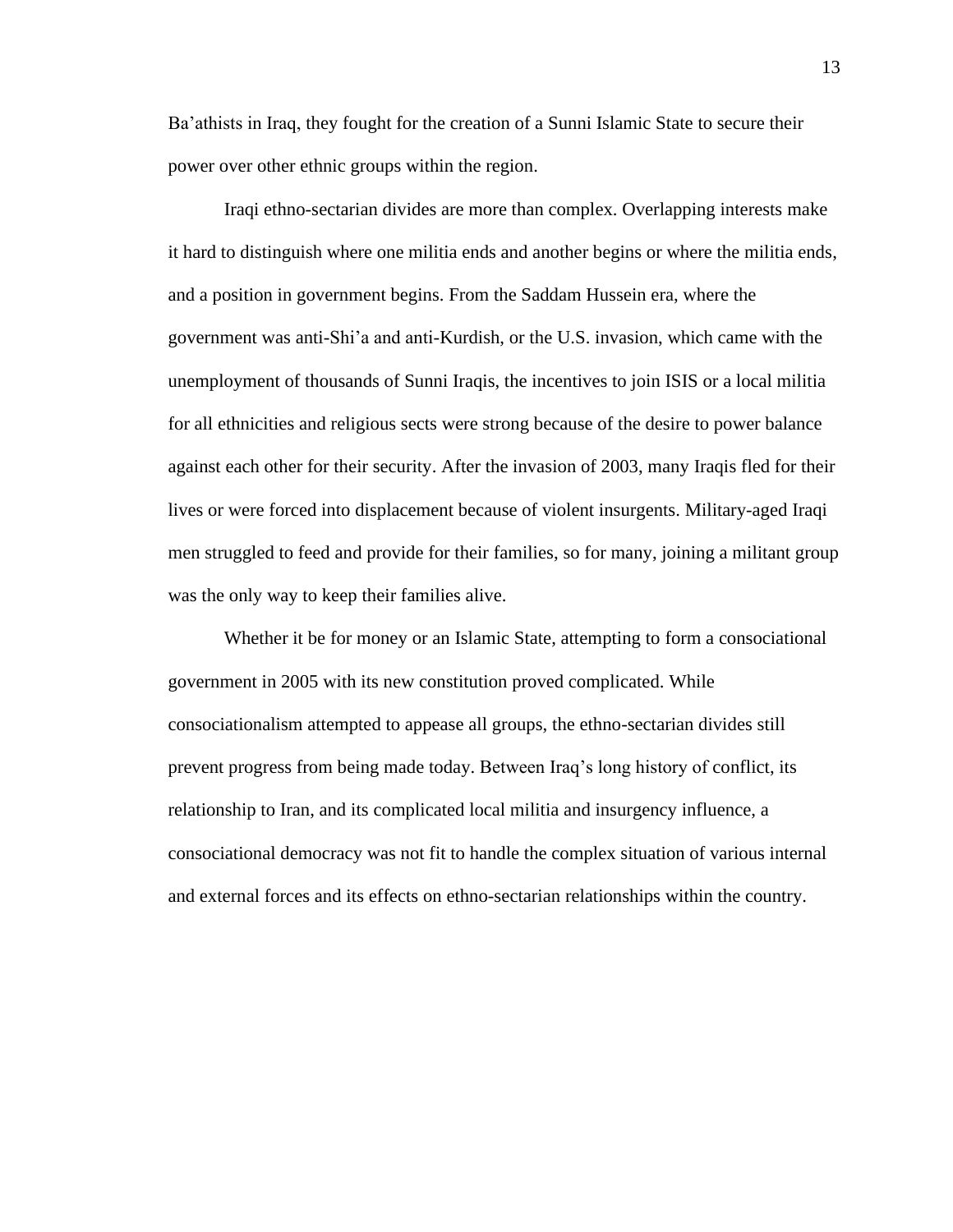Ba'athists in Iraq, they fought for the creation of a Sunni Islamic State to secure their power over other ethnic groups within the region.

Iraqi ethno-sectarian divides are more than complex. Overlapping interests make it hard to distinguish where one militia ends and another begins or where the militia ends, and a position in government begins. From the Saddam Hussein era, where the government was anti-Shi'a and anti-Kurdish, or the U.S. invasion, which came with the unemployment of thousands of Sunni Iraqis, the incentives to join ISIS or a local militia for all ethnicities and religious sects were strong because of the desire to power balance against each other for their security. After the invasion of 2003, many Iraqis fled for their lives or were forced into displacement because of violent insurgents. Military-aged Iraqi men struggled to feed and provide for their families, so for many, joining a militant group was the only way to keep their families alive.

Whether it be for money or an Islamic State, attempting to form a consociational government in 2005 with its new constitution proved complicated. While consociationalism attempted to appease all groups, the ethno-sectarian divides still prevent progress from being made today. Between Iraq's long history of conflict, its relationship to Iran, and its complicated local militia and insurgency influence, a consociational democracy was not fit to handle the complex situation of various internal and external forces and its effects on ethno-sectarian relationships within the country.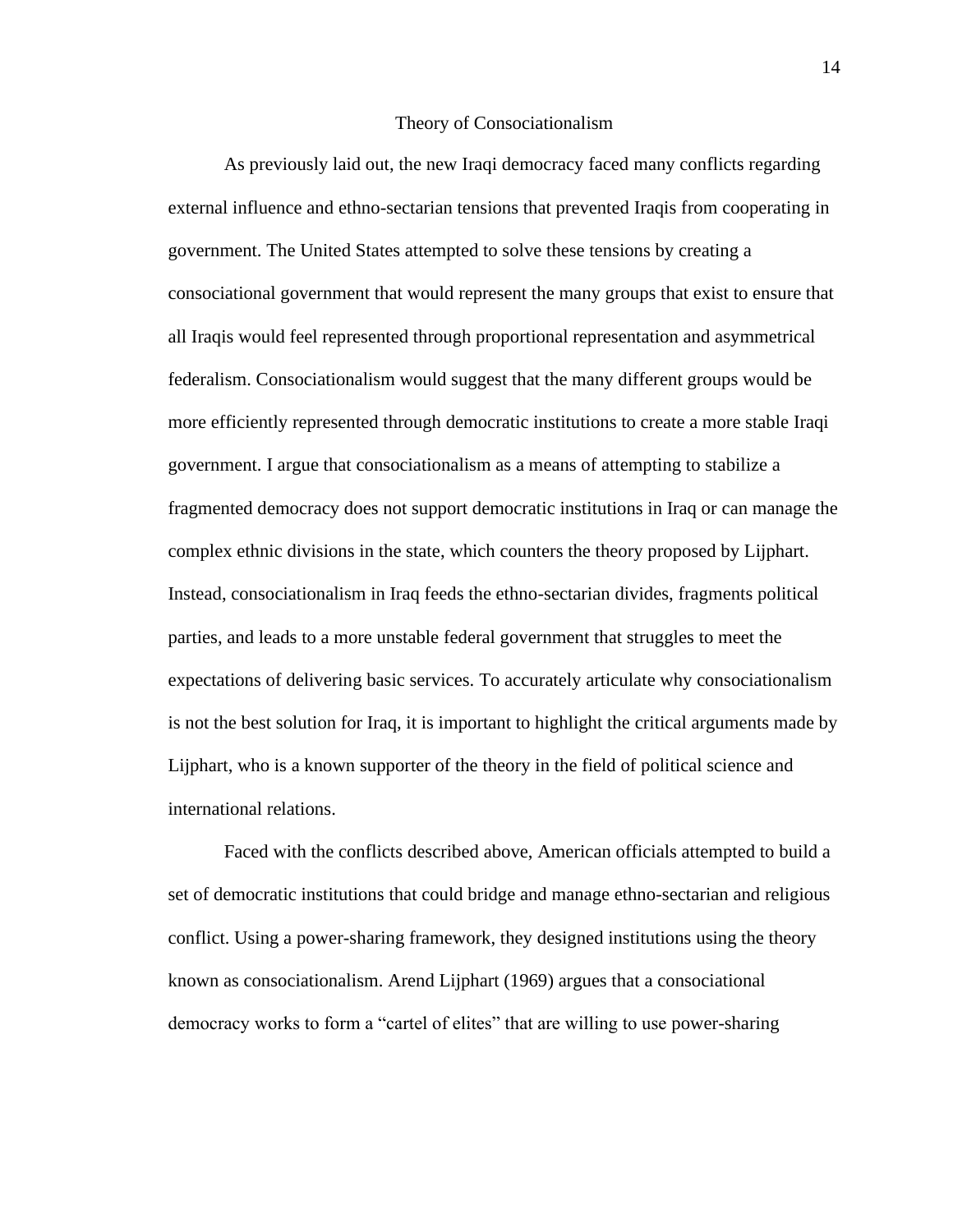# Theory of Consociationalism

As previously laid out, the new Iraqi democracy faced many conflicts regarding external influence and ethno-sectarian tensions that prevented Iraqis from cooperating in government. The United States attempted to solve these tensions by creating a consociational government that would represent the many groups that exist to ensure that all Iraqis would feel represented through proportional representation and asymmetrical federalism. Consociationalism would suggest that the many different groups would be more efficiently represented through democratic institutions to create a more stable Iraqi government. I argue that consociationalism as a means of attempting to stabilize a fragmented democracy does not support democratic institutions in Iraq or can manage the complex ethnic divisions in the state, which counters the theory proposed by Lijphart. Instead, consociationalism in Iraq feeds the ethno-sectarian divides, fragments political parties, and leads to a more unstable federal government that struggles to meet the expectations of delivering basic services. To accurately articulate why consociationalism is not the best solution for Iraq, it is important to highlight the critical arguments made by Lijphart, who is a known supporter of the theory in the field of political science and international relations.

Faced with the conflicts described above, American officials attempted to build a set of democratic institutions that could bridge and manage ethno-sectarian and religious conflict. Using a power-sharing framework, they designed institutions using the theory known as consociationalism. Arend Lijphart (1969) argues that a consociational democracy works to form a "cartel of elites" that are willing to use power-sharing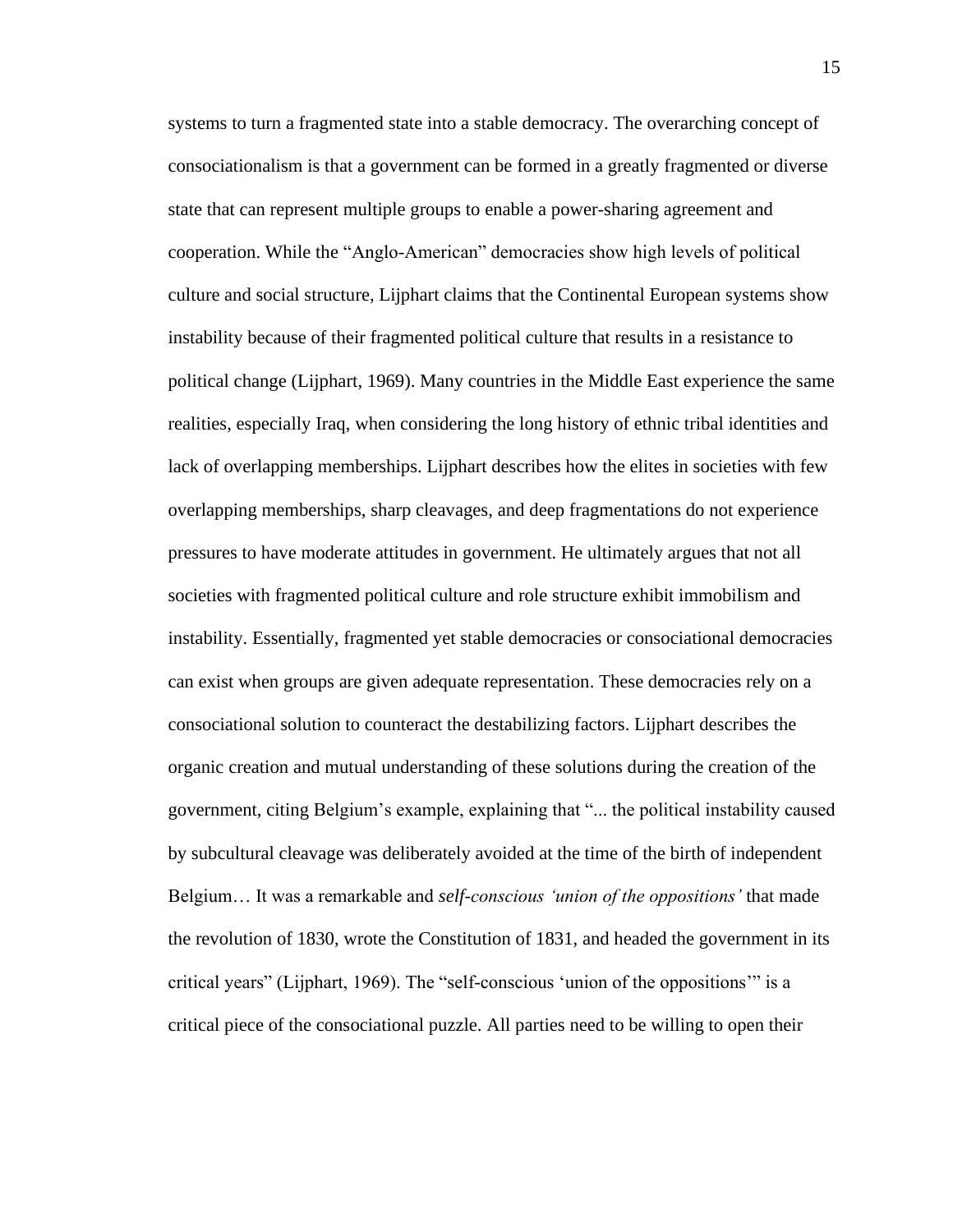systems to turn a fragmented state into a stable democracy. The overarching concept of consociationalism is that a government can be formed in a greatly fragmented or diverse state that can represent multiple groups to enable a power-sharing agreement and cooperation. While the "Anglo-American" democracies show high levels of political culture and social structure, Lijphart claims that the Continental European systems show instability because of their fragmented political culture that results in a resistance to political change (Lijphart, 1969). Many countries in the Middle East experience the same realities, especially Iraq, when considering the long history of ethnic tribal identities and lack of overlapping memberships. Lijphart describes how the elites in societies with few overlapping memberships, sharp cleavages, and deep fragmentations do not experience pressures to have moderate attitudes in government. He ultimately argues that not all societies with fragmented political culture and role structure exhibit immobilism and instability. Essentially, fragmented yet stable democracies or consociational democracies can exist when groups are given adequate representation. These democracies rely on a consociational solution to counteract the destabilizing factors. Lijphart describes the organic creation and mutual understanding of these solutions during the creation of the government, citing Belgium's example, explaining that "... the political instability caused by subcultural cleavage was deliberately avoided at the time of the birth of independent Belgium… It was a remarkable and *self-conscious 'union of the oppositions'* that made the revolution of 1830, wrote the Constitution of 1831, and headed the government in its critical years" (Lijphart, 1969). The "self-conscious 'union of the oppositions'" is a critical piece of the consociational puzzle. All parties need to be willing to open their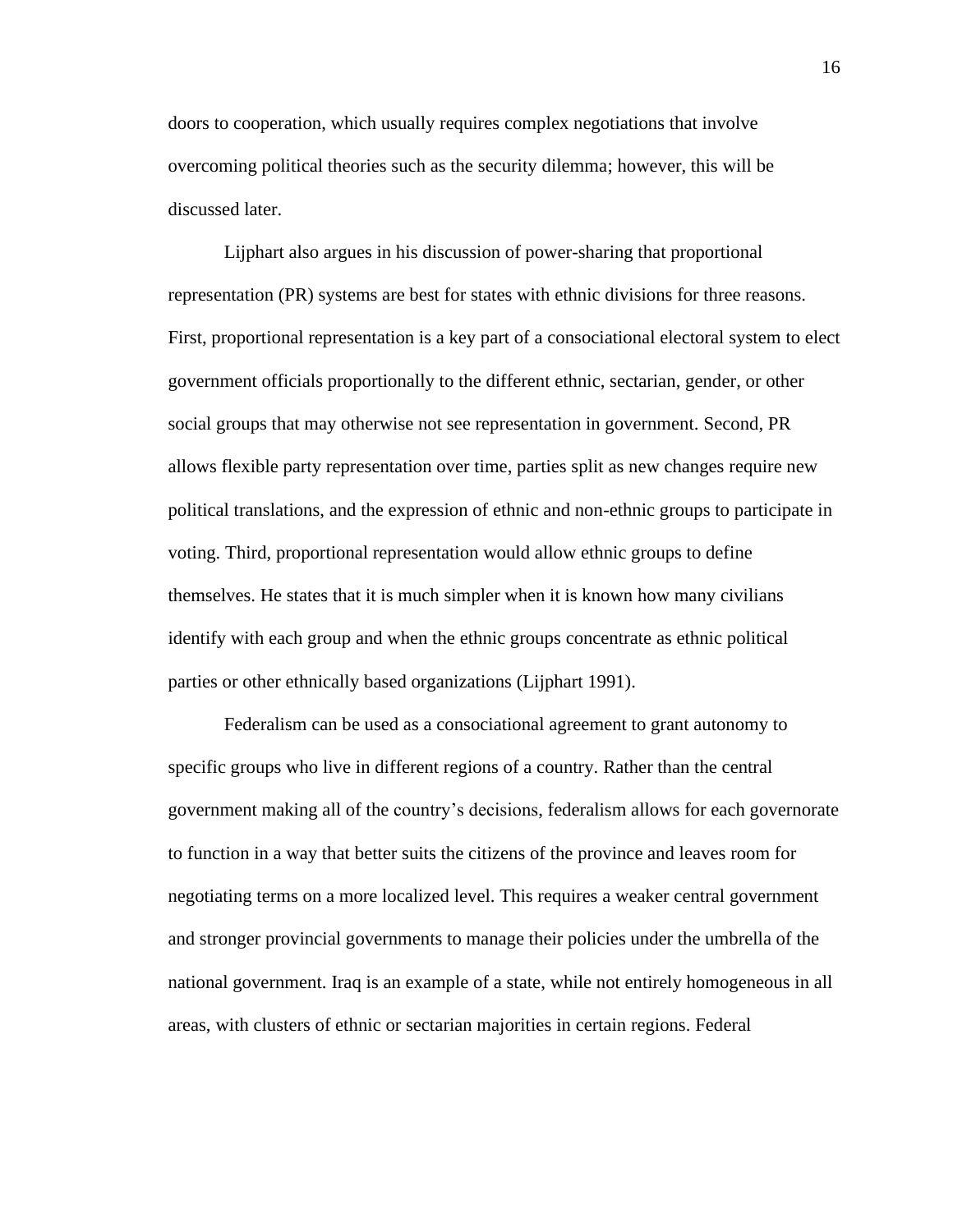doors to cooperation, which usually requires complex negotiations that involve overcoming political theories such as the security dilemma; however, this will be discussed later.

Lijphart also argues in his discussion of power-sharing that proportional representation (PR) systems are best for states with ethnic divisions for three reasons. First, proportional representation is a key part of a consociational electoral system to elect government officials proportionally to the different ethnic, sectarian, gender, or other social groups that may otherwise not see representation in government. Second, PR allows flexible party representation over time, parties split as new changes require new political translations, and the expression of ethnic and non-ethnic groups to participate in voting. Third, proportional representation would allow ethnic groups to define themselves. He states that it is much simpler when it is known how many civilians identify with each group and when the ethnic groups concentrate as ethnic political parties or other ethnically based organizations (Lijphart 1991).

Federalism can be used as a consociational agreement to grant autonomy to specific groups who live in different regions of a country. Rather than the central government making all of the country's decisions, federalism allows for each governorate to function in a way that better suits the citizens of the province and leaves room for negotiating terms on a more localized level. This requires a weaker central government and stronger provincial governments to manage their policies under the umbrella of the national government. Iraq is an example of a state, while not entirely homogeneous in all areas, with clusters of ethnic or sectarian majorities in certain regions. Federal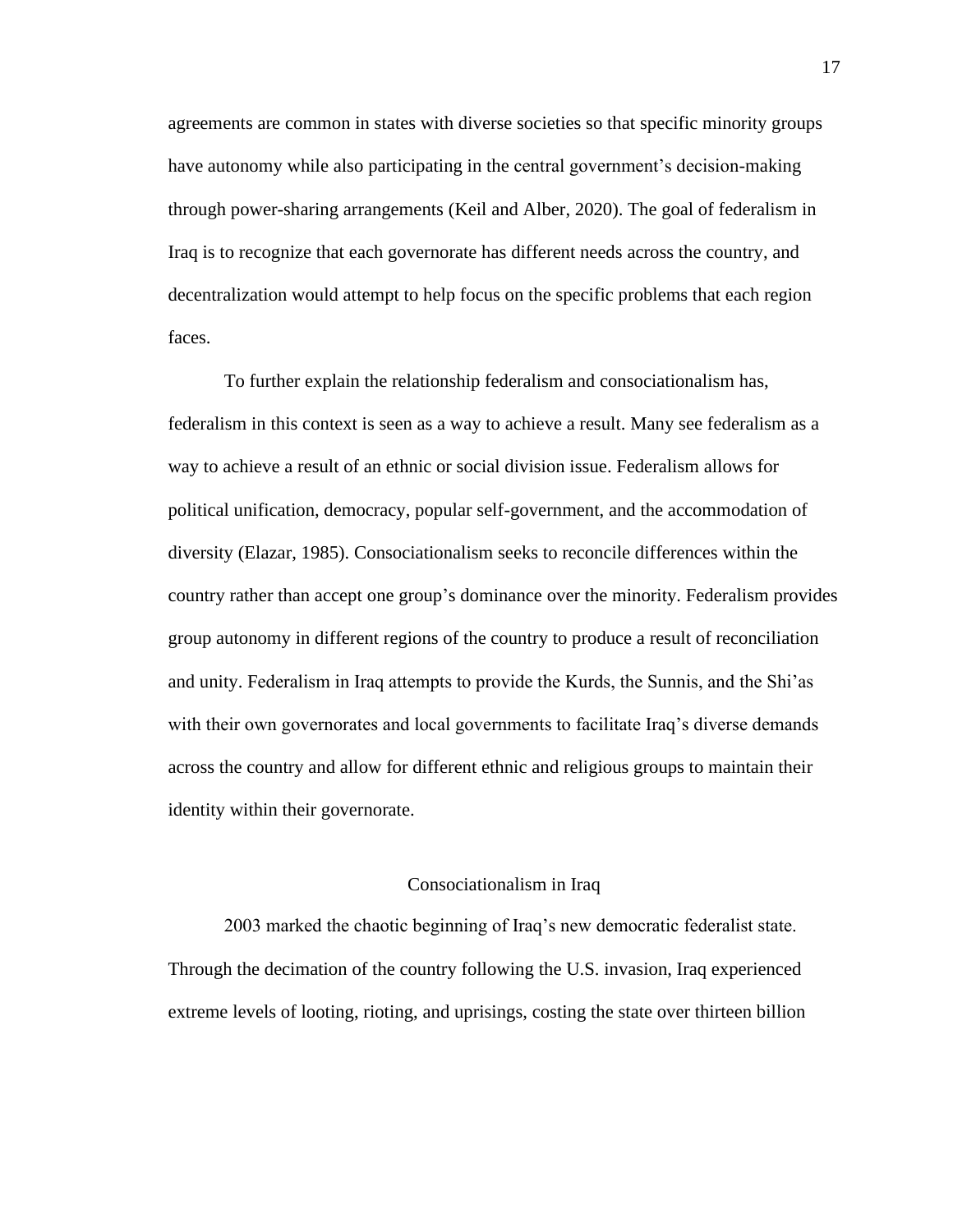agreements are common in states with diverse societies so that specific minority groups have autonomy while also participating in the central government's decision-making through power-sharing arrangements (Keil and Alber, 2020). The goal of federalism in Iraq is to recognize that each governorate has different needs across the country, and decentralization would attempt to help focus on the specific problems that each region faces.

To further explain the relationship federalism and consociationalism has, federalism in this context is seen as a way to achieve a result. Many see federalism as a way to achieve a result of an ethnic or social division issue. Federalism allows for political unification, democracy, popular self-government, and the accommodation of diversity (Elazar, 1985). Consociationalism seeks to reconcile differences within the country rather than accept one group's dominance over the minority. Federalism provides group autonomy in different regions of the country to produce a result of reconciliation and unity. Federalism in Iraq attempts to provide the Kurds, the Sunnis, and the Shi'as with their own governorates and local governments to facilitate Iraq's diverse demands across the country and allow for different ethnic and religious groups to maintain their identity within their governorate.

## Consociationalism in Iraq

2003 marked the chaotic beginning of Iraq's new democratic federalist state. Through the decimation of the country following the U.S. invasion, Iraq experienced extreme levels of looting, rioting, and uprisings, costing the state over thirteen billion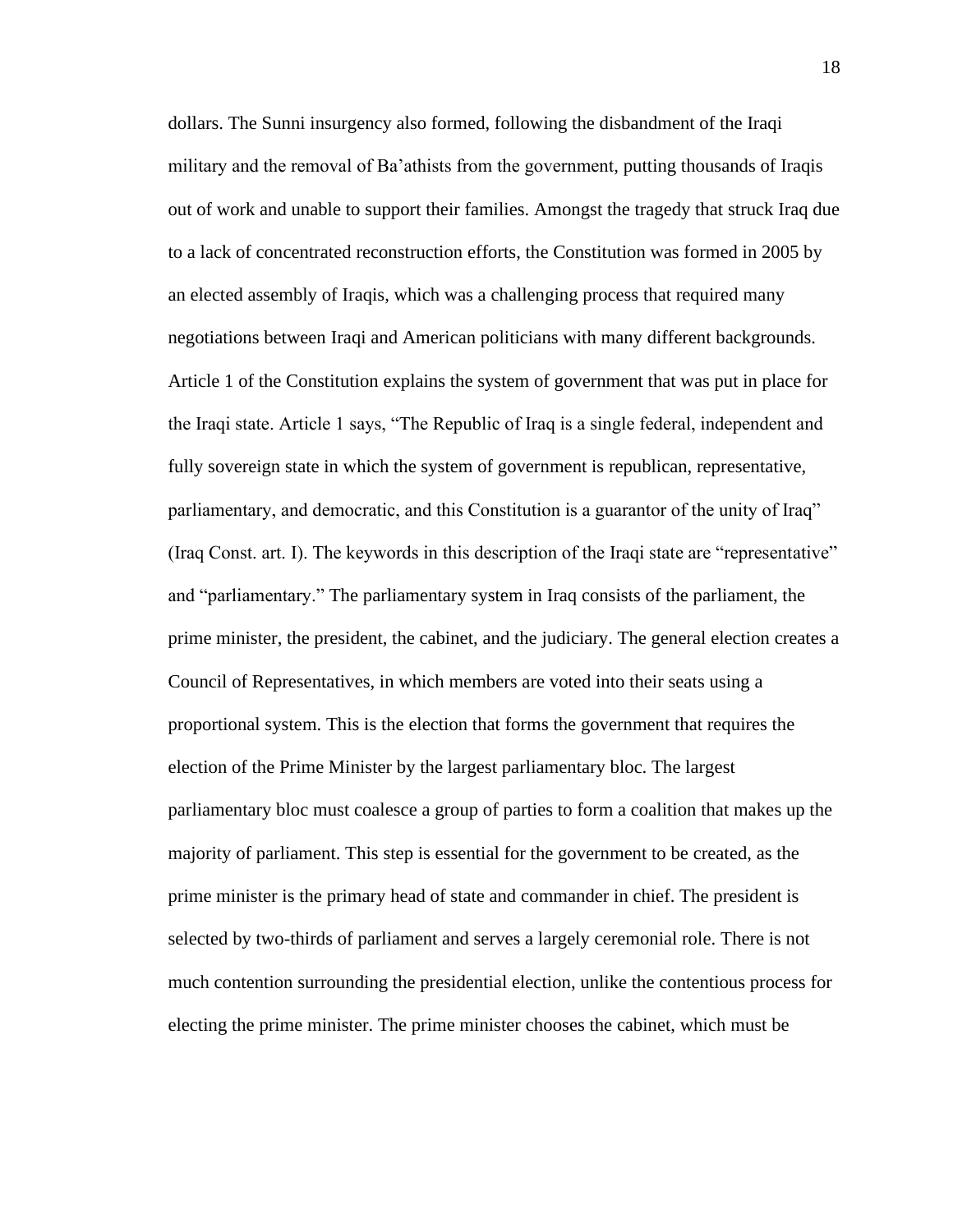dollars. The Sunni insurgency also formed, following the disbandment of the Iraqi military and the removal of Ba'athists from the government, putting thousands of Iraqis out of work and unable to support their families. Amongst the tragedy that struck Iraq due to a lack of concentrated reconstruction efforts, the Constitution was formed in 2005 by an elected assembly of Iraqis, which was a challenging process that required many negotiations between Iraqi and American politicians with many different backgrounds. Article 1 of the Constitution explains the system of government that was put in place for the Iraqi state. Article 1 says, "The Republic of Iraq is a single federal, independent and fully sovereign state in which the system of government is republican, representative, parliamentary, and democratic, and this Constitution is a guarantor of the unity of Iraq" (Iraq Const. art. I). The keywords in this description of the Iraqi state are "representative" and "parliamentary." The parliamentary system in Iraq consists of the parliament, the prime minister, the president, the cabinet, and the judiciary. The general election creates a Council of Representatives, in which members are voted into their seats using a proportional system. This is the election that forms the government that requires the election of the Prime Minister by the largest parliamentary bloc. The largest parliamentary bloc must coalesce a group of parties to form a coalition that makes up the majority of parliament. This step is essential for the government to be created, as the prime minister is the primary head of state and commander in chief. The president is selected by two-thirds of parliament and serves a largely ceremonial role. There is not much contention surrounding the presidential election, unlike the contentious process for electing the prime minister. The prime minister chooses the cabinet, which must be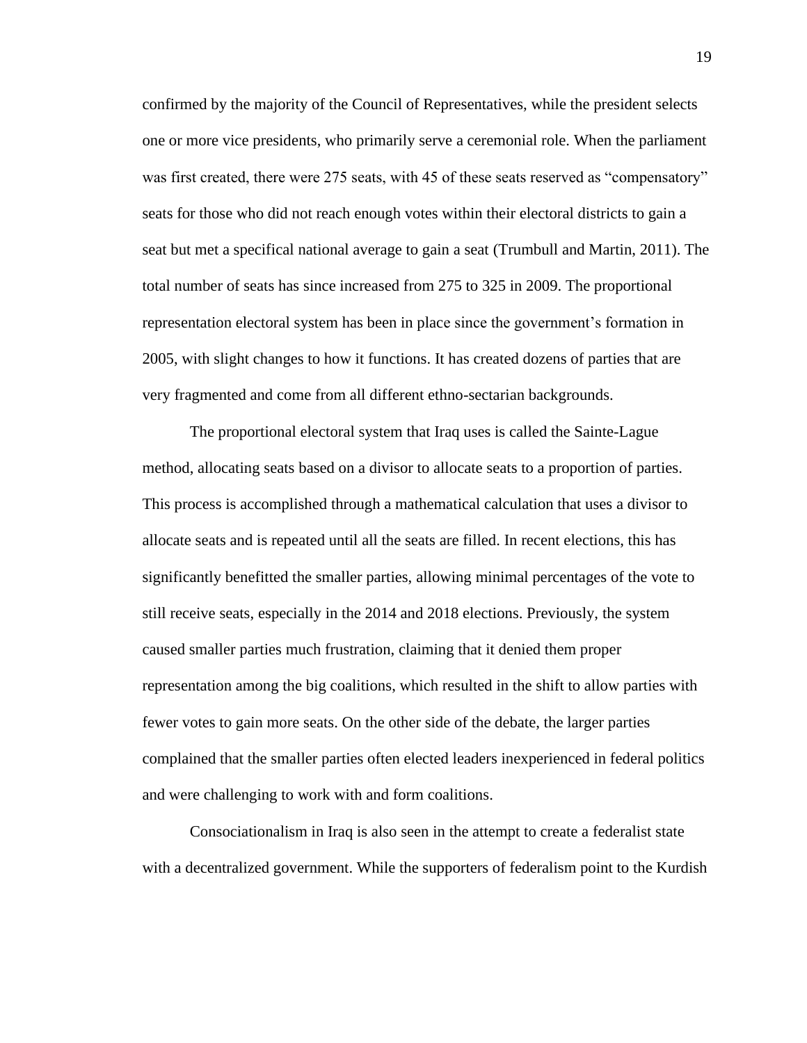confirmed by the majority of the Council of Representatives, while the president selects one or more vice presidents, who primarily serve a ceremonial role. When the parliament was first created, there were 275 seats, with 45 of these seats reserved as “compensatory” seats for those who did not reach enough votes within their electoral districts to gain a seat but met a specifical national average to gain a seat (Trumbull and Martin, 2011). The total number of seats has since increased from 275 to 325 in 2009. The proportional representation electoral system has been in place since the government’s formation in 2005, with slight changes to how it functions. It has created dozens of parties that are very fragmented and come from all different ethno-sectarian backgrounds.

The proportional electoral system that Iraq uses is called the Sainte-Lague method, allocating seats based on a divisor to allocate seats to a proportion of parties. This process is accomplished through a mathematical calculation that uses a divisor to allocate seats and is repeated until all the seats are filled. In recent elections, this has significantly benefitted the smaller parties, allowing minimal percentages of the vote to still receive seats, especially in the 2014 and 2018 elections. Previously, the system caused smaller parties much frustration, claiming that it denied them proper representation among the big coalitions, which resulted in the shift to allow parties with fewer votes to gain more seats. On the other side of the debate, the larger parties complained that the smaller parties often elected leaders inexperienced in federal politics and were challenging to work with and form coalitions.

Consociationalism in Iraq is also seen in the attempt to create a federalist state with a decentralized government. While the supporters of federalism point to the Kurdish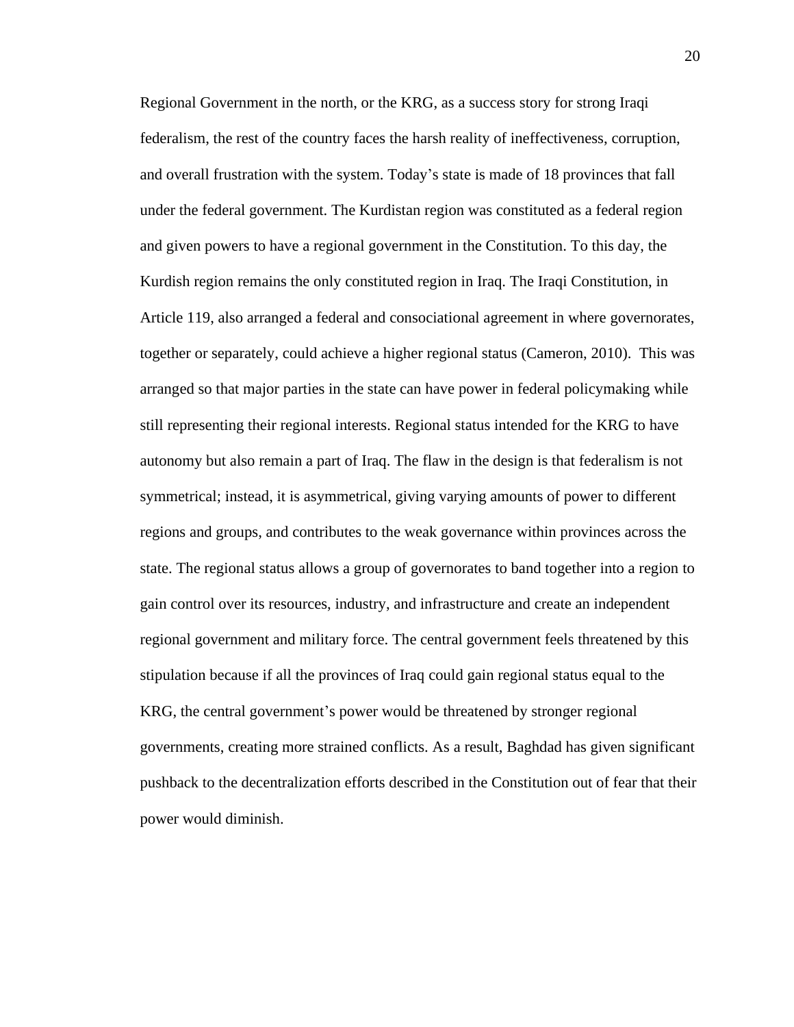Regional Government in the north, or the KRG, as a success story for strong Iraqi federalism, the rest of the country faces the harsh reality of ineffectiveness, corruption, and overall frustration with the system. Today's state is made of 18 provinces that fall under the federal government. The Kurdistan region was constituted as a federal region and given powers to have a regional government in the Constitution. To this day, the Kurdish region remains the only constituted region in Iraq. The Iraqi Constitution, in Article 119, also arranged a federal and consociational agreement in where governorates, together or separately, could achieve a higher regional status (Cameron, 2010). This was arranged so that major parties in the state can have power in federal policymaking while still representing their regional interests. Regional status intended for the KRG to have autonomy but also remain a part of Iraq. The flaw in the design is that federalism is not symmetrical; instead, it is asymmetrical, giving varying amounts of power to different regions and groups, and contributes to the weak governance within provinces across the state. The regional status allows a group of governorates to band together into a region to gain control over its resources, industry, and infrastructure and create an independent regional government and military force. The central government feels threatened by this stipulation because if all the provinces of Iraq could gain regional status equal to the KRG, the central government's power would be threatened by stronger regional governments, creating more strained conflicts. As a result, Baghdad has given significant pushback to the decentralization efforts described in the Constitution out of fear that their power would diminish.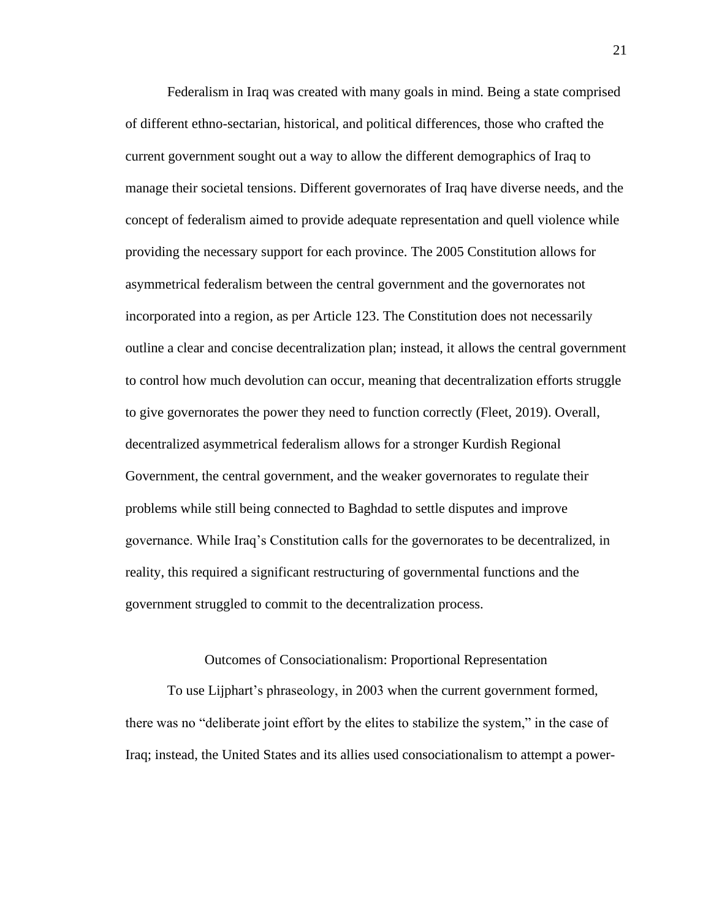Federalism in Iraq was created with many goals in mind. Being a state comprised of different ethno-sectarian, historical, and political differences, those who crafted the current government sought out a way to allow the different demographics of Iraq to manage their societal tensions. Different governorates of Iraq have diverse needs, and the concept of federalism aimed to provide adequate representation and quell violence while providing the necessary support for each province. The 2005 Constitution allows for asymmetrical federalism between the central government and the governorates not incorporated into a region, as per Article 123. The Constitution does not necessarily outline a clear and concise decentralization plan; instead, it allows the central government to control how much devolution can occur, meaning that decentralization efforts struggle to give governorates the power they need to function correctly (Fleet, 2019). Overall, decentralized asymmetrical federalism allows for a stronger Kurdish Regional Government, the central government, and the weaker governorates to regulate their problems while still being connected to Baghdad to settle disputes and improve governance. While Iraq's Constitution calls for the governorates to be decentralized, in reality, this required a significant restructuring of governmental functions and the government struggled to commit to the decentralization process.

## Outcomes of Consociationalism: Proportional Representation

To use Lijphart's phraseology, in 2003 when the current government formed, there was no "deliberate joint effort by the elites to stabilize the system," in the case of Iraq; instead, the United States and its allies used consociationalism to attempt a power-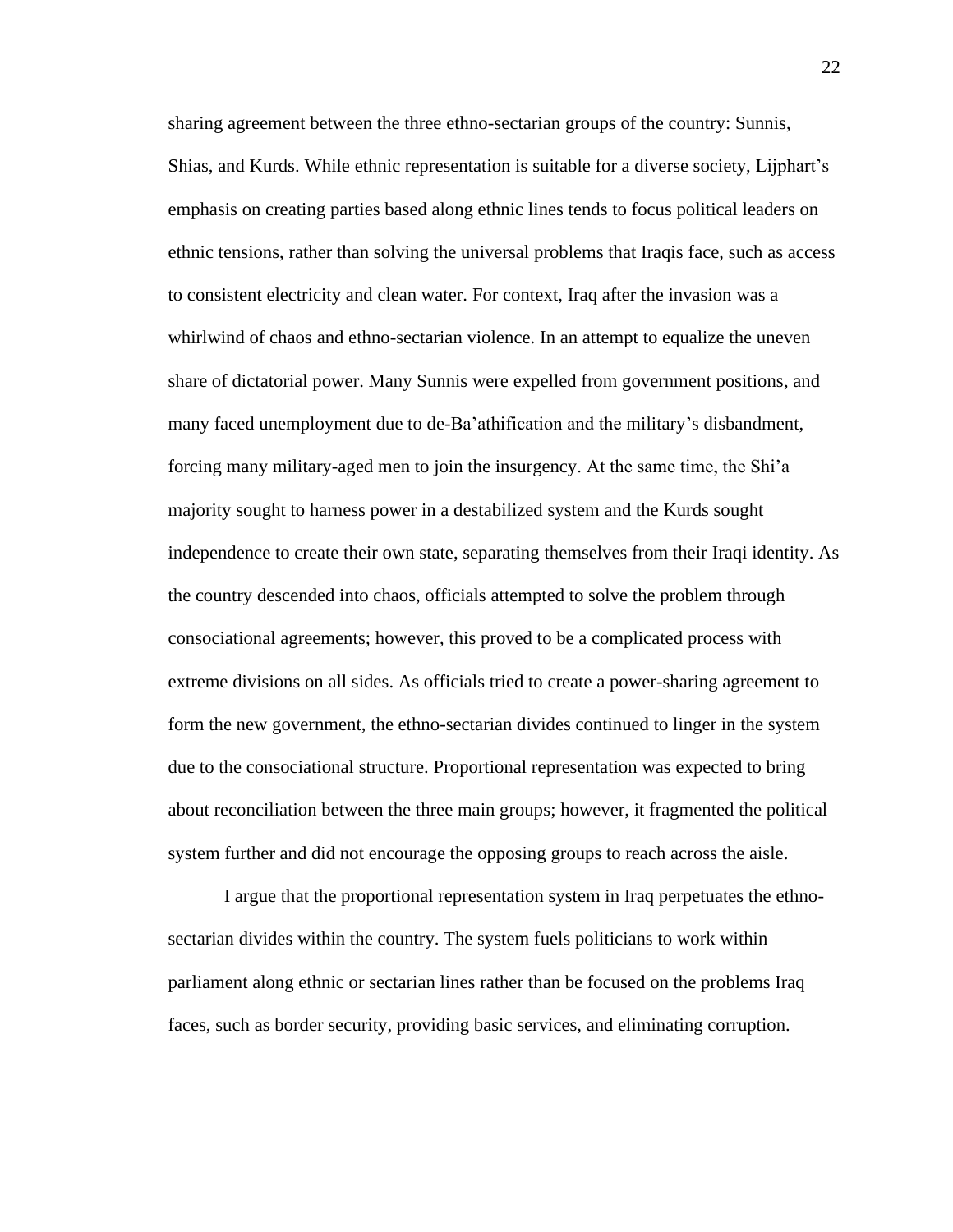sharing agreement between the three ethno-sectarian groups of the country: Sunnis, Shias, and Kurds. While ethnic representation is suitable for a diverse society, Lijphart's emphasis on creating parties based along ethnic lines tends to focus political leaders on ethnic tensions, rather than solving the universal problems that Iraqis face, such as access to consistent electricity and clean water. For context, Iraq after the invasion was a whirlwind of chaos and ethno-sectarian violence. In an attempt to equalize the uneven share of dictatorial power. Many Sunnis were expelled from government positions, and many faced unemployment due to de-Ba'athification and the military's disbandment, forcing many military-aged men to join the insurgency. At the same time, the Shi'a majority sought to harness power in a destabilized system and the Kurds sought independence to create their own state, separating themselves from their Iraqi identity. As the country descended into chaos, officials attempted to solve the problem through consociational agreements; however, this proved to be a complicated process with extreme divisions on all sides. As officials tried to create a power-sharing agreement to form the new government, the ethno-sectarian divides continued to linger in the system due to the consociational structure. Proportional representation was expected to bring about reconciliation between the three main groups; however, it fragmented the political system further and did not encourage the opposing groups to reach across the aisle.

I argue that the proportional representation system in Iraq perpetuates the ethno-sectarian divides within the country. The system fuels politicians to work within parliament along ethnic or sectarian lines rather than be focused on the problems Iraq faces, such as border security, providing basic services, and eliminating corruption.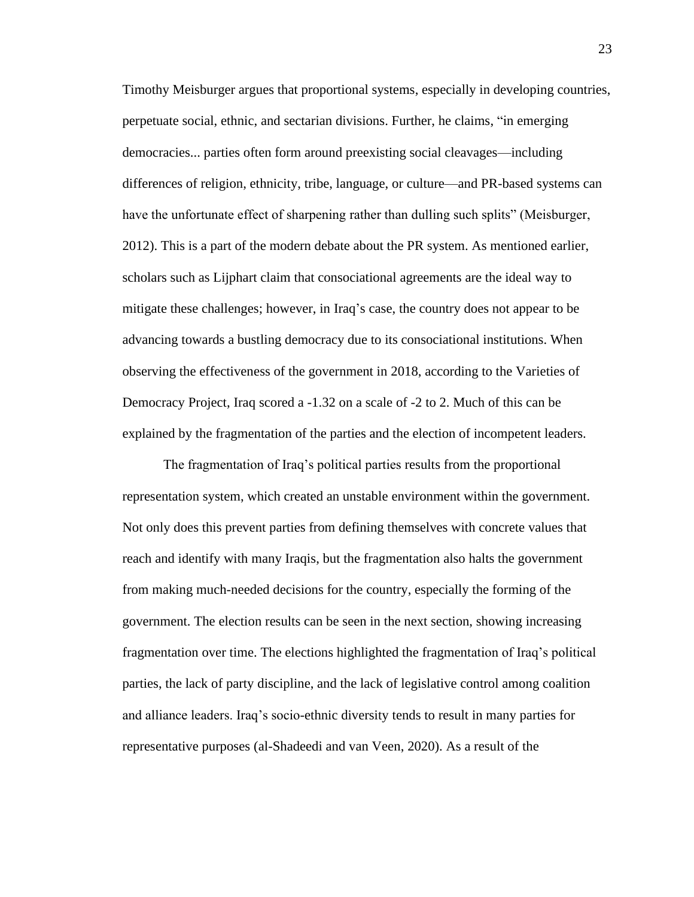Timothy Meisburger argues that proportional systems, especially in developing countries, perpetuate social, ethnic, and sectarian divisions. Further, he claims, "in emerging democracies... parties often form around preexisting social cleavages—including differences of religion, ethnicity, tribe, language, or culture—and PR-based systems can have the unfortunate effect of sharpening rather than dulling such splits" (Meisburger, 2012). This is a part of the modern debate about the PR system. As mentioned earlier, scholars such as Lijphart claim that consociational agreements are the ideal way to mitigate these challenges; however, in Iraq's case, the country does not appear to be advancing towards a bustling democracy due to its consociational institutions. When observing the effectiveness of the government in 2018, according to the Varieties of Democracy Project, Iraq scored a -1.32 on a scale of -2 to 2. Much of this can be explained by the fragmentation of the parties and the election of incompetent leaders.

The fragmentation of Iraq's political parties results from the proportional representation system, which created an unstable environment within the government. Not only does this prevent parties from defining themselves with concrete values that reach and identify with many Iraqis, but the fragmentation also halts the government from making much-needed decisions for the country, especially the forming of the government. The election results can be seen in the next section, showing increasing fragmentation over time. The elections highlighted the fragmentation of Iraq's political parties, the lack of party discipline, and the lack of legislative control among coalition and alliance leaders. Iraq's socio-ethnic diversity tends to result in many parties for representative purposes (al-Shadeedi and van Veen, 2020). As a result of the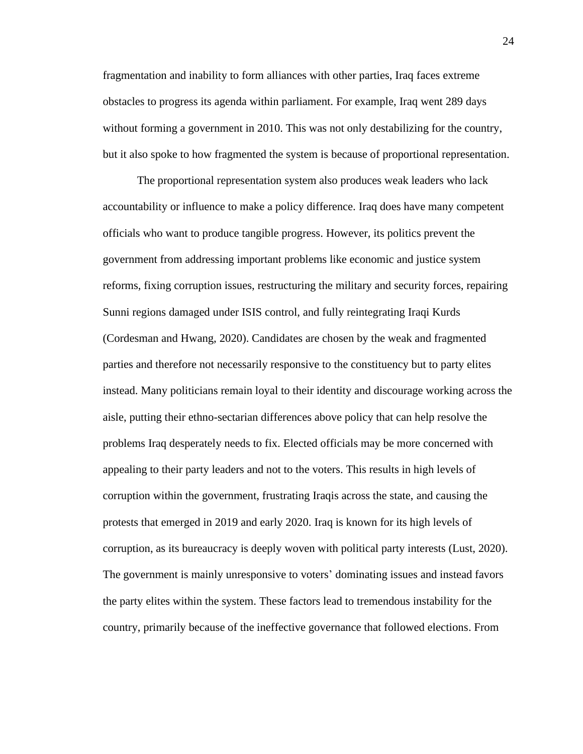fragmentation and inability to form alliances with other parties, Iraq faces extreme obstacles to progress its agenda within parliament. For example, Iraq went 289 days without forming a government in 2010. This was not only destabilizing for the country, but it also spoke to how fragmented the system is because of proportional representation.

The proportional representation system also produces weak leaders who lack accountability or influence to make a policy difference. Iraq does have many competent officials who want to produce tangible progress. However, its politics prevent the government from addressing important problems like economic and justice system reforms, fixing corruption issues, restructuring the military and security forces, repairing Sunni regions damaged under ISIS control, and fully reintegrating Iraqi Kurds (Cordesman and Hwang, 2020). Candidates are chosen by the weak and fragmented parties and therefore not necessarily responsive to the constituency but to party elites instead. Many politicians remain loyal to their identity and discourage working across the aisle, putting their ethno-sectarian differences above policy that can help resolve the problems Iraq desperately needs to fix. Elected officials may be more concerned with appealing to their party leaders and not to the voters. This results in high levels of corruption within the government, frustrating Iraqis across the state, and causing the protests that emerged in 2019 and early 2020. Iraq is known for its high levels of corruption, as its bureaucracy is deeply woven with political party interests (Lust, 2020). The government is mainly unresponsive to voters' dominating issues and instead favors the party elites within the system. These factors lead to tremendous instability for the country, primarily because of the ineffective governance that followed elections. From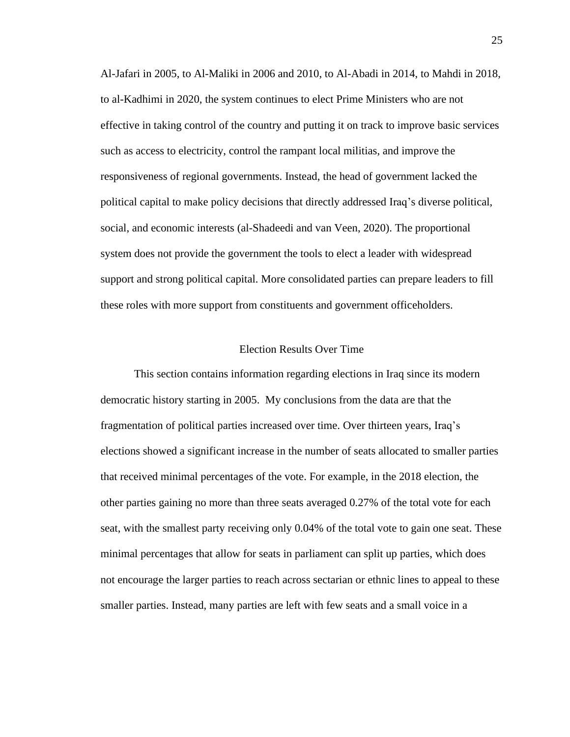Al-Jafari in 2005, to Al-Maliki in 2006 and 2010, to Al-Abadi in 2014, to Mahdi in 2018, to al-Kadhimi in 2020, the system continues to elect Prime Ministers who are not effective in taking control of the country and putting it on track to improve basic services such as access to electricity, control the rampant local militias, and improve the responsiveness of regional governments. Instead, the head of government lacked the political capital to make policy decisions that directly addressed Iraq's diverse political, social, and economic interests (al-Shadeedi and van Veen, 2020). The proportional system does not provide the government the tools to elect a leader with widespread support and strong political capital. More consolidated parties can prepare leaders to fill these roles with more support from constituents and government officeholders.

## Election Results Over Time

This section contains information regarding elections in Iraq since its modern democratic history starting in 2005. My conclusions from the data are that the fragmentation of political parties increased over time. Over thirteen years, Iraq's elections showed a significant increase in the number of seats allocated to smaller parties that received minimal percentages of the vote. For example, in the 2018 election, the other parties gaining no more than three seats averaged 0.27% of the total vote for each seat, with the smallest party receiving only 0.04% of the total vote to gain one seat. These minimal percentages that allow for seats in parliament can split up parties, which does not encourage the larger parties to reach across sectarian or ethnic lines to appeal to these smaller parties. Instead, many parties are left with few seats and a small voice in a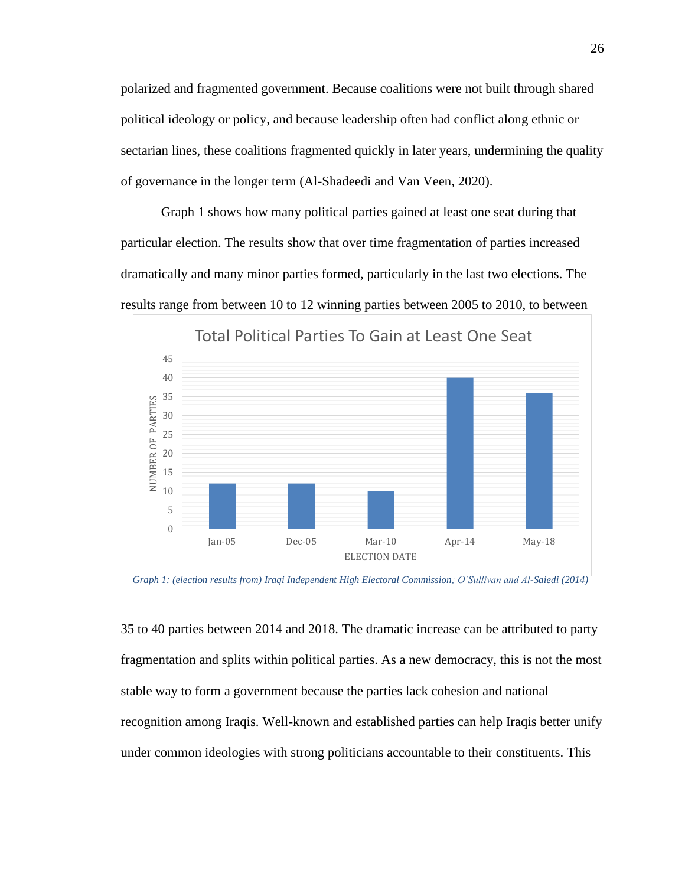polarized and fragmented government. Because coalitions were not built through shared political ideology or policy, and because leadership often had conflict along ethnic or sectarian lines, these coalitions fragmented quickly in later years, undermining the quality of governance in the longer term (Al-Shadeedi and Van Veen, 2020).

Graph 1 shows how many political parties gained at least one seat during that particular election. The results show that over time fragmentation of parties increased dramatically and many minor parties formed, particularly in the last two elections. The results range from between 10 to 12 winning parties between 2005 to 2010, to between 35 to 40 parties between 2014 and 2018. The dramatic increase can be attributed to party fragmentation and splits within political parties. As a new democracy, this is not the most stable way to form a government because the parties lack cohesion and national recognition among Iraqis. Well-known and established parties can help Iraqis better unify under common ideologies with strong politicians accountable to their constituents. This

**Total Political Parties To Gain at Least One Seat**

| Election Date | Number of Parties |
| --- | --- |
| Jan-05 | 12 |
| Dec-05 | 12 |
| Mar-10 | 10 |
| Apr-14 | 40 |
| May-18 | 36 |

*Graph 1: (election results from) Iraqi Independent High Electoral Commission; O'Sullivan and Al-Saiedi (2014)*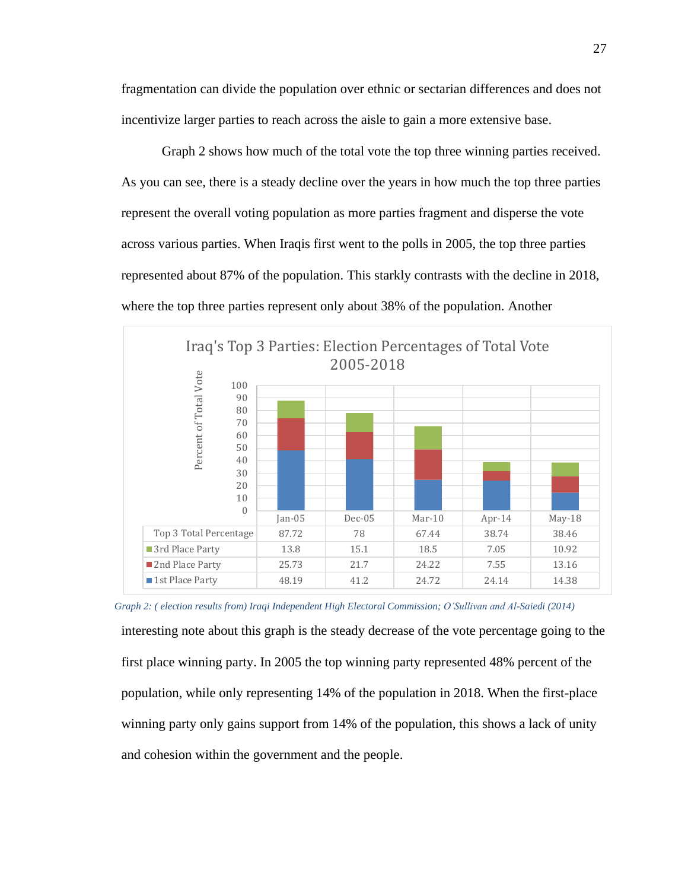fragmentation can divide the population over ethnic or sectarian differences and does not incentivize larger parties to reach across the aisle to gain a more extensive base.

Graph 2 shows how much of the total vote the top three winning parties received. As you can see, there is a steady decline over the years in how much the top three parties represent the overall voting population as more parties fragment and disperse the vote across various parties. When Iraqis first went to the polls in 2005, the top three parties represented about 87% of the population. This starkly contrasts with the decline in 2018, where the top three parties represent only about 38% of the population. Another

**Iraq's Top 3 Parties: Election Percentages of Total Vote 2005-2018**

| | Jan-05 | Dec-05 | Mar-10 | Apr-14 | May-18 |
|---|---|---|---|---|---|
| Top 3 Total Percentage | 87.72 | 78 | 67.44 | 38.74 | 38.46 |
| 3rd Place Party | 13.8 | 15.1 | 18.5 | 7.05 | 10.92 |
| 2nd Place Party | 25.73 | 21.7 | 24.22 | 7.55 | 13.16 |
| 1st Place Party | 48.19 | 41.2 | 24.72 | 24.14 | 14.38 |

*Graph 2: ( election results from) Iraqi Independent High Electoral Commission; O'Sullivan and Al-Saiedi (2014)*

interesting note about this graph is the steady decrease of the vote percentage going to the first place winning party. In 2005 the top winning party represented 48% percent of the population, while only representing 14% of the population in 2018. When the first-place winning party only gains support from 14% of the population, this shows a lack of unity and cohesion within the government and the people.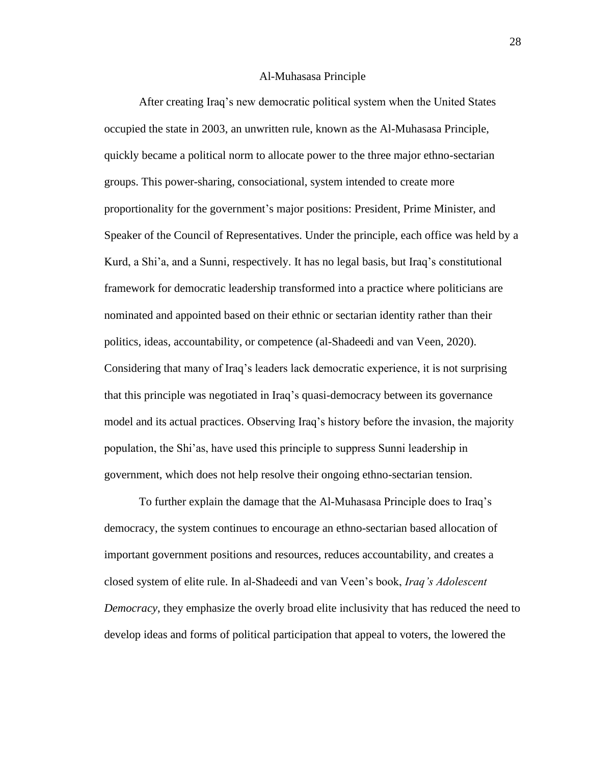## Al-Muhasasa Principle

After creating Iraq's new democratic political system when the United States occupied the state in 2003, an unwritten rule, known as the Al-Muhasasa Principle, quickly became a political norm to allocate power to the three major ethno-sectarian groups. This power-sharing, consociational, system intended to create more proportionality for the government's major positions: President, Prime Minister, and Speaker of the Council of Representatives. Under the principle, each office was held by a Kurd, a Shi'a, and a Sunni, respectively. It has no legal basis, but Iraq's constitutional framework for democratic leadership transformed into a practice where politicians are nominated and appointed based on their ethnic or sectarian identity rather than their politics, ideas, accountability, or competence (al-Shadeedi and van Veen, 2020). Considering that many of Iraq's leaders lack democratic experience, it is not surprising that this principle was negotiated in Iraq's quasi-democracy between its governance model and its actual practices. Observing Iraq's history before the invasion, the majority population, the Shi'as, have used this principle to suppress Sunni leadership in government, which does not help resolve their ongoing ethno-sectarian tension.

To further explain the damage that the Al-Muhasasa Principle does to Iraq's democracy, the system continues to encourage an ethno-sectarian based allocation of important government positions and resources, reduces accountability, and creates a closed system of elite rule. In al-Shadeedi and van Veen's book, *Iraq's Adolescent Democracy*, they emphasize the overly broad elite inclusivity that has reduced the need to develop ideas and forms of political participation that appeal to voters, the lowered the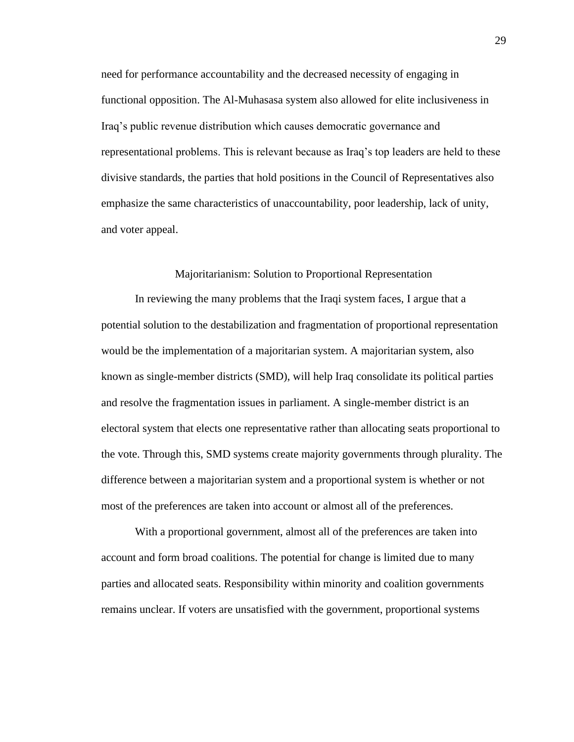need for performance accountability and the decreased necessity of engaging in functional opposition. The Al-Muhasasa system also allowed for elite inclusiveness in Iraq's public revenue distribution which causes democratic governance and representational problems. This is relevant because as Iraq's top leaders are held to these divisive standards, the parties that hold positions in the Council of Representatives also emphasize the same characteristics of unaccountability, poor leadership, lack of unity, and voter appeal.

## Majoritarianism: Solution to Proportional Representation

In reviewing the many problems that the Iraqi system faces, I argue that a potential solution to the destabilization and fragmentation of proportional representation would be the implementation of a majoritarian system. A majoritarian system, also known as single-member districts (SMD), will help Iraq consolidate its political parties and resolve the fragmentation issues in parliament. A single-member district is an electoral system that elects one representative rather than allocating seats proportional to the vote. Through this, SMD systems create majority governments through plurality. The difference between a majoritarian system and a proportional system is whether or not most of the preferences are taken into account or almost all of the preferences.

With a proportional government, almost all of the preferences are taken into account and form broad coalitions. The potential for change is limited due to many parties and allocated seats. Responsibility within minority and coalition governments remains unclear. If voters are unsatisfied with the government, proportional systems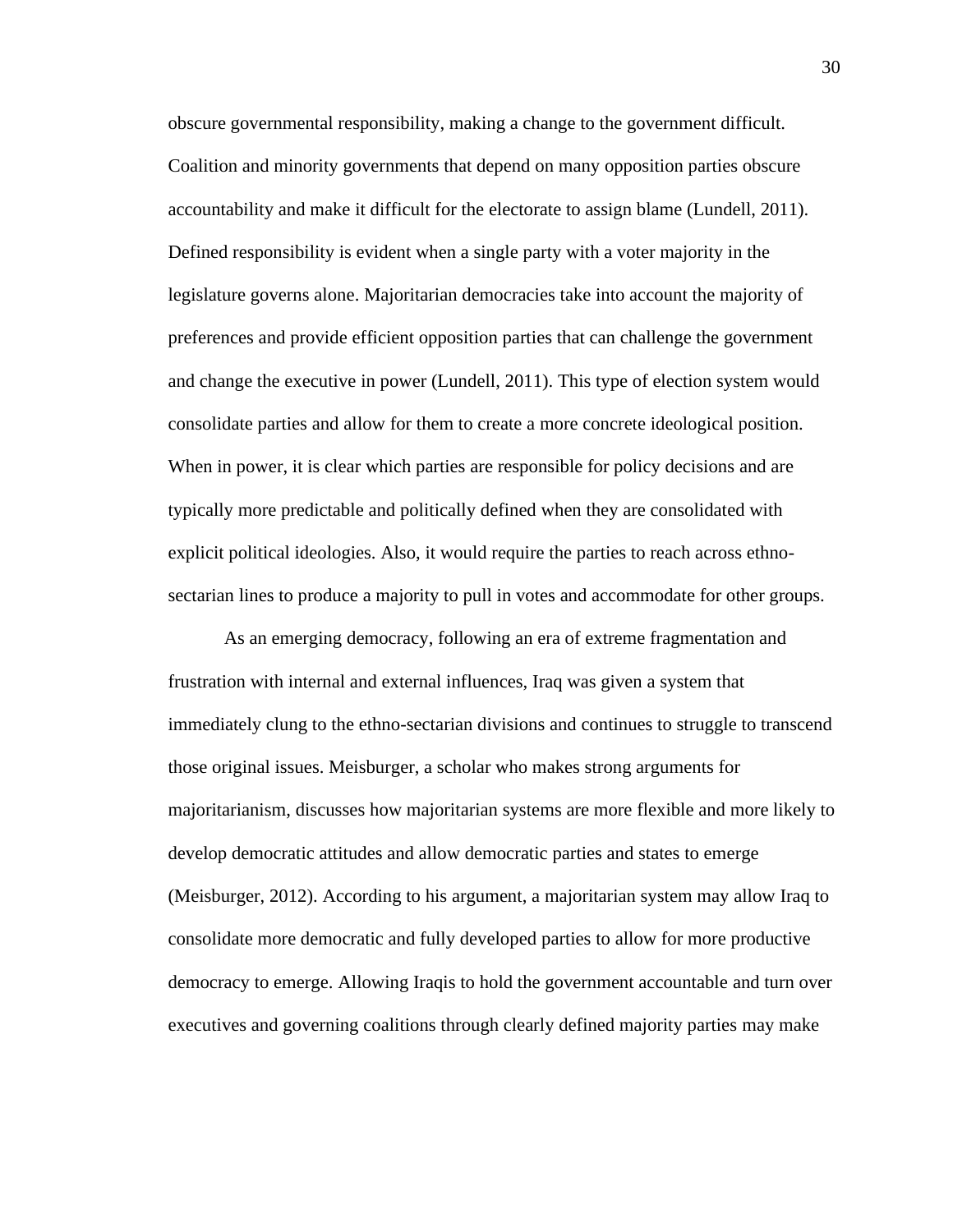obscure governmental responsibility, making a change to the government difficult. Coalition and minority governments that depend on many opposition parties obscure accountability and make it difficult for the electorate to assign blame (Lundell, 2011). Defined responsibility is evident when a single party with a voter majority in the legislature governs alone. Majoritarian democracies take into account the majority of preferences and provide efficient opposition parties that can challenge the government and change the executive in power (Lundell, 2011). This type of election system would consolidate parties and allow for them to create a more concrete ideological position. When in power, it is clear which parties are responsible for policy decisions and are typically more predictable and politically defined when they are consolidated with explicit political ideologies. Also, it would require the parties to reach across ethno-sectarian lines to produce a majority to pull in votes and accommodate for other groups.

As an emerging democracy, following an era of extreme fragmentation and frustration with internal and external influences, Iraq was given a system that immediately clung to the ethno-sectarian divisions and continues to struggle to transcend those original issues. Meisburger, a scholar who makes strong arguments for majoritarianism, discusses how majoritarian systems are more flexible and more likely to develop democratic attitudes and allow democratic parties and states to emerge (Meisburger, 2012). According to his argument, a majoritarian system may allow Iraq to consolidate more democratic and fully developed parties to allow for more productive democracy to emerge. Allowing Iraqis to hold the government accountable and turn over executives and governing coalitions through clearly defined majority parties may make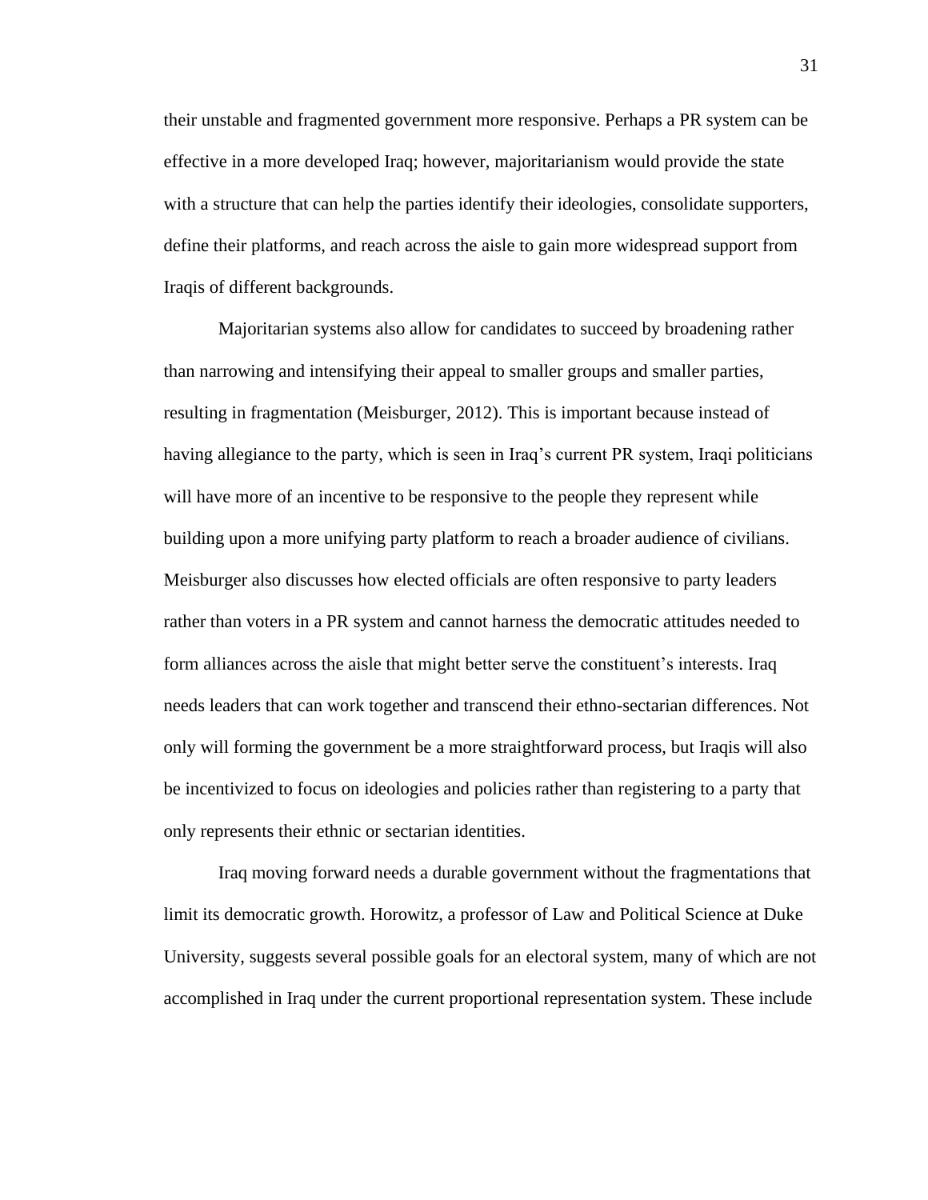their unstable and fragmented government more responsive. Perhaps a PR system can be effective in a more developed Iraq; however, majoritarianism would provide the state with a structure that can help the parties identify their ideologies, consolidate supporters, define their platforms, and reach across the aisle to gain more widespread support from Iraqis of different backgrounds.

Majoritarian systems also allow for candidates to succeed by broadening rather than narrowing and intensifying their appeal to smaller groups and smaller parties, resulting in fragmentation (Meisburger, 2012). This is important because instead of having allegiance to the party, which is seen in Iraq's current PR system, Iraqi politicians will have more of an incentive to be responsive to the people they represent while building upon a more unifying party platform to reach a broader audience of civilians. Meisburger also discusses how elected officials are often responsive to party leaders rather than voters in a PR system and cannot harness the democratic attitudes needed to form alliances across the aisle that might better serve the constituent's interests. Iraq needs leaders that can work together and transcend their ethno-sectarian differences. Not only will forming the government be a more straightforward process, but Iraqis will also be incentivized to focus on ideologies and policies rather than registering to a party that only represents their ethnic or sectarian identities.

Iraq moving forward needs a durable government without the fragmentations that limit its democratic growth. Horowitz, a professor of Law and Political Science at Duke University, suggests several possible goals for an electoral system, many of which are not accomplished in Iraq under the current proportional representation system. These include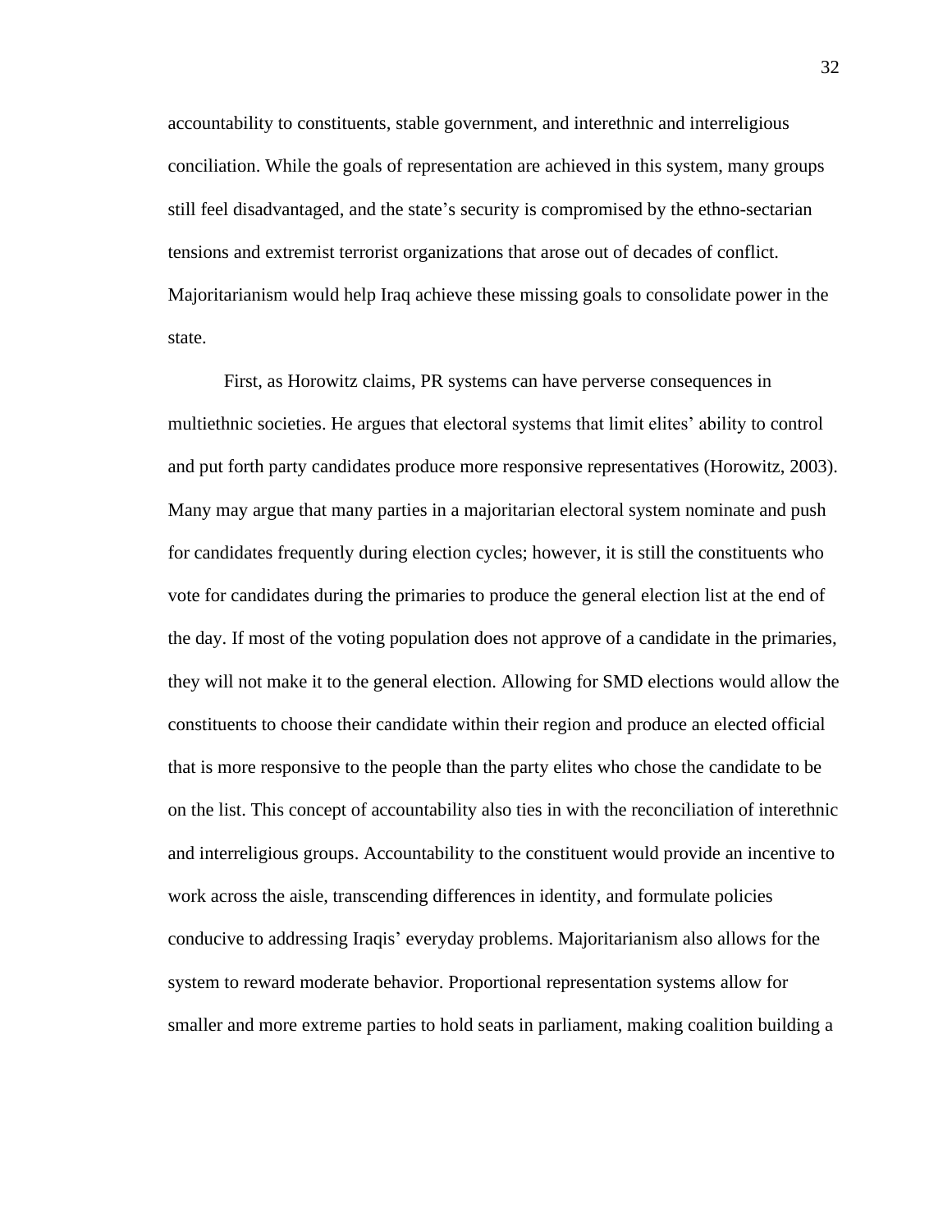accountability to constituents, stable government, and interethnic and interreligious conciliation. While the goals of representation are achieved in this system, many groups still feel disadvantaged, and the state's security is compromised by the ethno-sectarian tensions and extremist terrorist organizations that arose out of decades of conflict. Majoritarianism would help Iraq achieve these missing goals to consolidate power in the state.

First, as Horowitz claims, PR systems can have perverse consequences in multiethnic societies. He argues that electoral systems that limit elites' ability to control and put forth party candidates produce more responsive representatives (Horowitz, 2003). Many may argue that many parties in a majoritarian electoral system nominate and push for candidates frequently during election cycles; however, it is still the constituents who vote for candidates during the primaries to produce the general election list at the end of the day. If most of the voting population does not approve of a candidate in the primaries, they will not make it to the general election. Allowing for SMD elections would allow the constituents to choose their candidate within their region and produce an elected official that is more responsive to the people than the party elites who chose the candidate to be on the list. This concept of accountability also ties in with the reconciliation of interethnic and interreligious groups. Accountability to the constituent would provide an incentive to work across the aisle, transcending differences in identity, and formulate policies conducive to addressing Iraqis' everyday problems. Majoritarianism also allows for the system to reward moderate behavior. Proportional representation systems allow for smaller and more extreme parties to hold seats in parliament, making coalition building a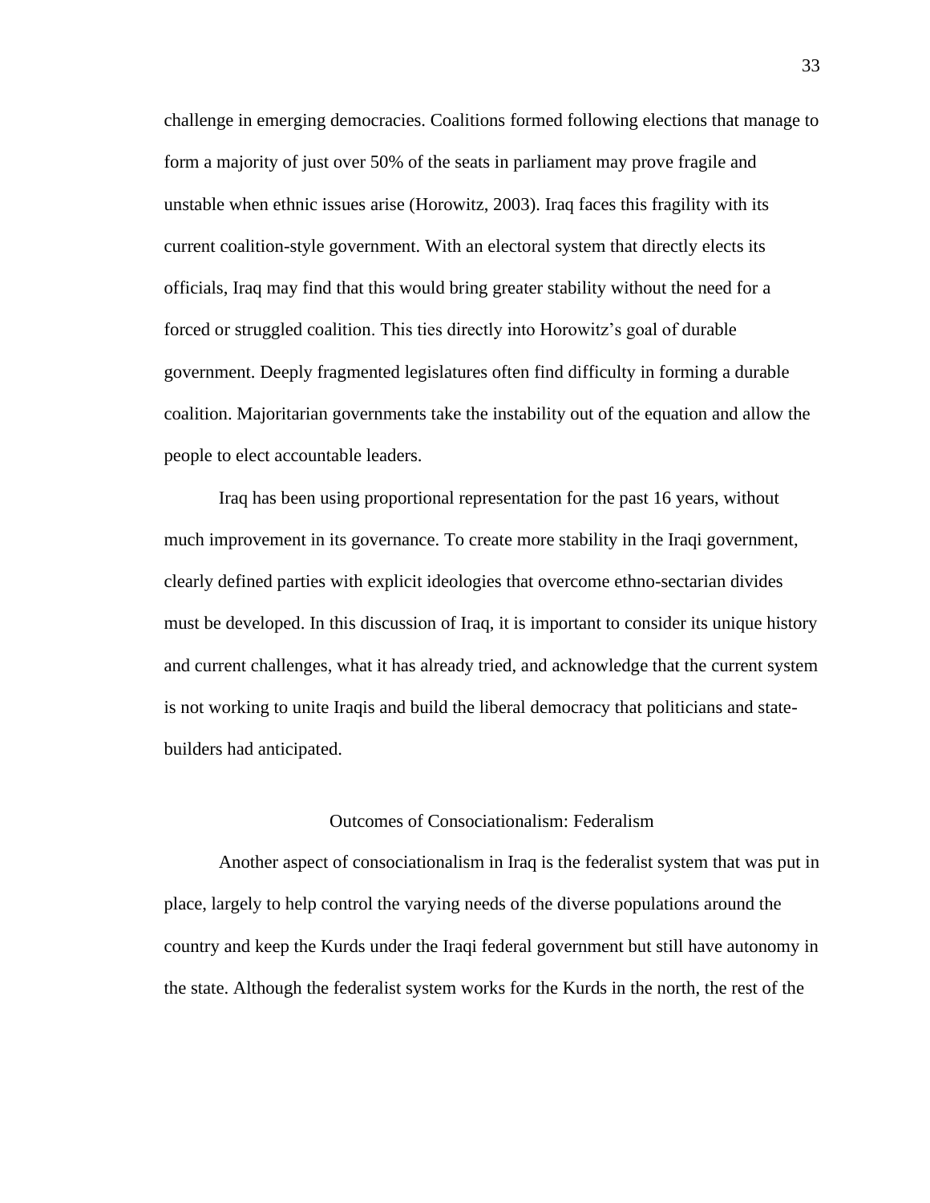challenge in emerging democracies. Coalitions formed following elections that manage to form a majority of just over 50% of the seats in parliament may prove fragile and unstable when ethnic issues arise (Horowitz, 2003). Iraq faces this fragility with its current coalition-style government. With an electoral system that directly elects its officials, Iraq may find that this would bring greater stability without the need for a forced or struggled coalition. This ties directly into Horowitz's goal of durable government. Deeply fragmented legislatures often find difficulty in forming a durable coalition. Majoritarian governments take the instability out of the equation and allow the people to elect accountable leaders.

Iraq has been using proportional representation for the past 16 years, without much improvement in its governance. To create more stability in the Iraqi government, clearly defined parties with explicit ideologies that overcome ethno-sectarian divides must be developed. In this discussion of Iraq, it is important to consider its unique history and current challenges, what it has already tried, and acknowledge that the current system is not working to unite Iraqis and build the liberal democracy that politicians and state-builders had anticipated.

## Outcomes of Consociationalism: Federalism

Another aspect of consociationalism in Iraq is the federalist system that was put in place, largely to help control the varying needs of the diverse populations around the country and keep the Kurds under the Iraqi federal government but still have autonomy in the state. Although the federalist system works for the Kurds in the north, the rest of the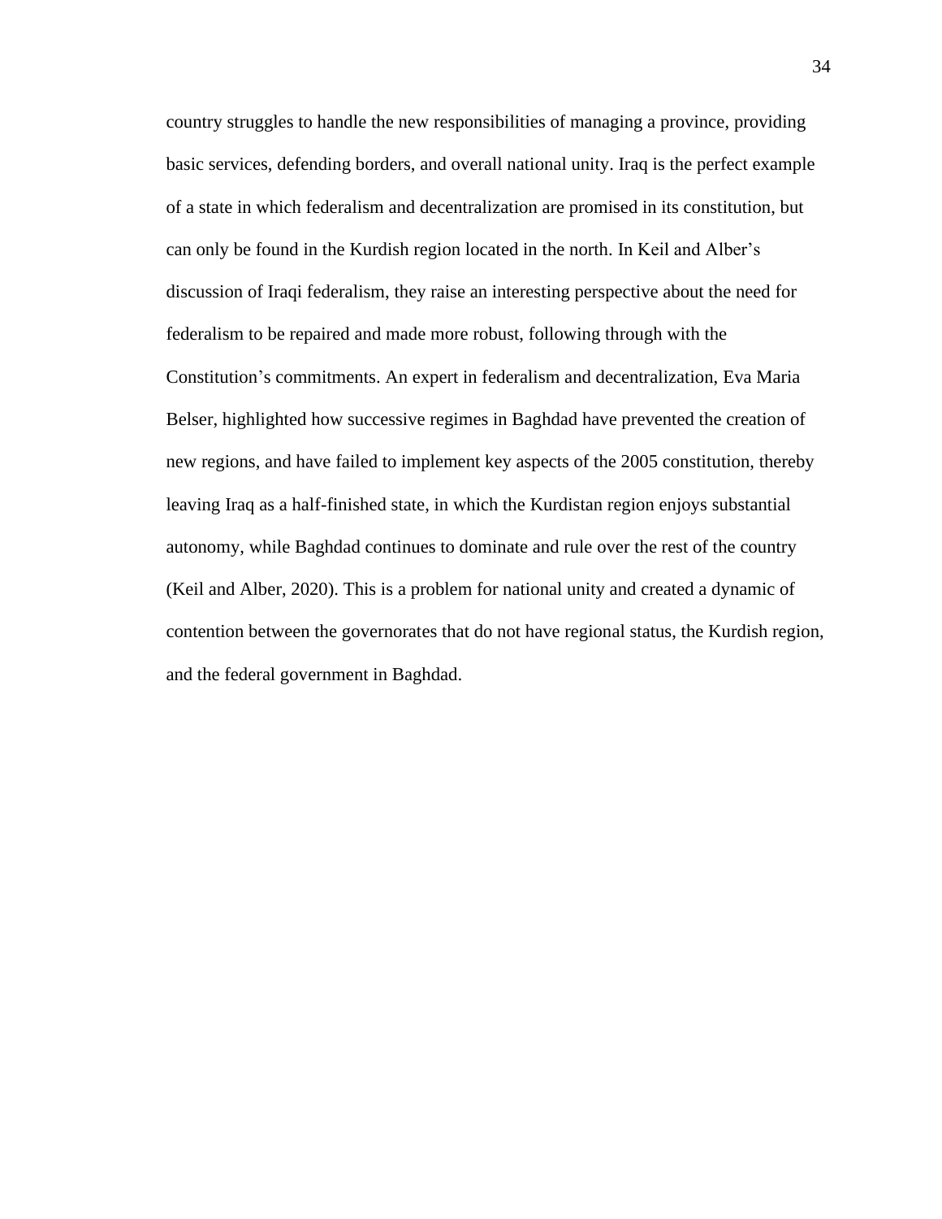country struggles to handle the new responsibilities of managing a province, providing basic services, defending borders, and overall national unity. Iraq is the perfect example of a state in which federalism and decentralization are promised in its constitution, but can only be found in the Kurdish region located in the north. In Keil and Alber's discussion of Iraqi federalism, they raise an interesting perspective about the need for federalism to be repaired and made more robust, following through with the Constitution's commitments. An expert in federalism and decentralization, Eva Maria Belser, highlighted how successive regimes in Baghdad have prevented the creation of new regions, and have failed to implement key aspects of the 2005 constitution, thereby leaving Iraq as a half-finished state, in which the Kurdistan region enjoys substantial autonomy, while Baghdad continues to dominate and rule over the rest of the country (Keil and Alber, 2020). This is a problem for national unity and created a dynamic of contention between the governorates that do not have regional status, the Kurdish region, and the federal government in Baghdad.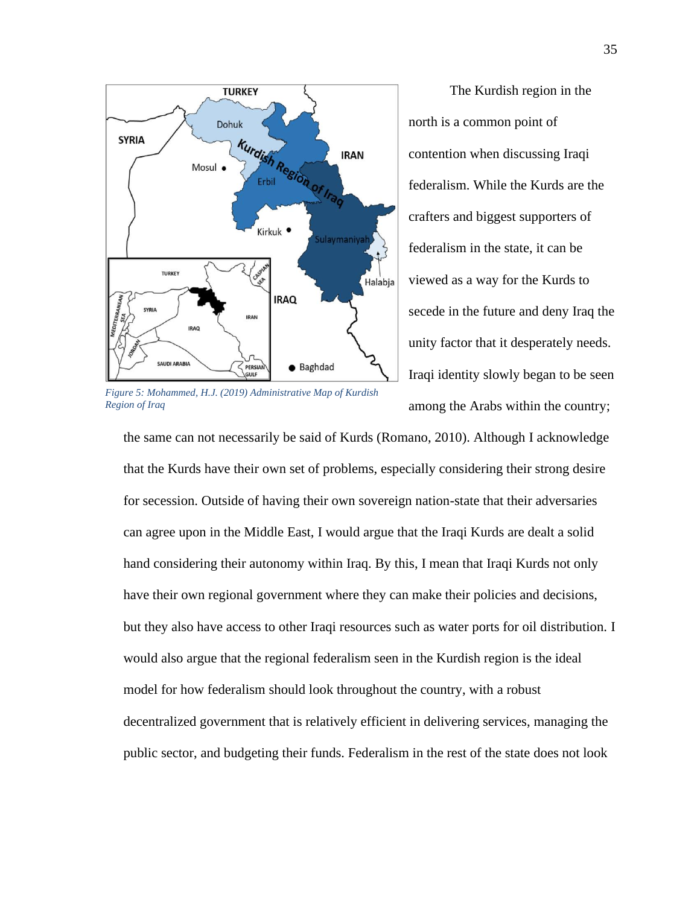*Figure 5: Mohammed, H.J. (2019) Administrative Map of Kurdish Region of Iraq*

The Kurdish region in the north is a common point of contention when discussing Iraqi federalism. While the Kurds are the crafters and biggest supporters of federalism in the state, it can be viewed as a way for the Kurds to secede in the future and deny Iraq the unity factor that it desperately needs. Iraqi identity slowly began to be seen among the Arabs within the country; the same can not necessarily be said of Kurds (Romano, 2010). Although I acknowledge that the Kurds have their own set of problems, especially considering their strong desire for secession. Outside of having their own sovereign nation-state that their adversaries can agree upon in the Middle East, I would argue that the Iraqi Kurds are dealt a solid hand considering their autonomy within Iraq. By this, I mean that Iraqi Kurds not only have their own regional government where they can make their policies and decisions, but they also have access to other Iraqi resources such as water ports for oil distribution. I would also argue that the regional federalism seen in the Kurdish region is the ideal model for how federalism should look throughout the country, with a robust decentralized government that is relatively efficient in delivering services, managing the public sector, and budgeting their funds. Federalism in the rest of the state does not look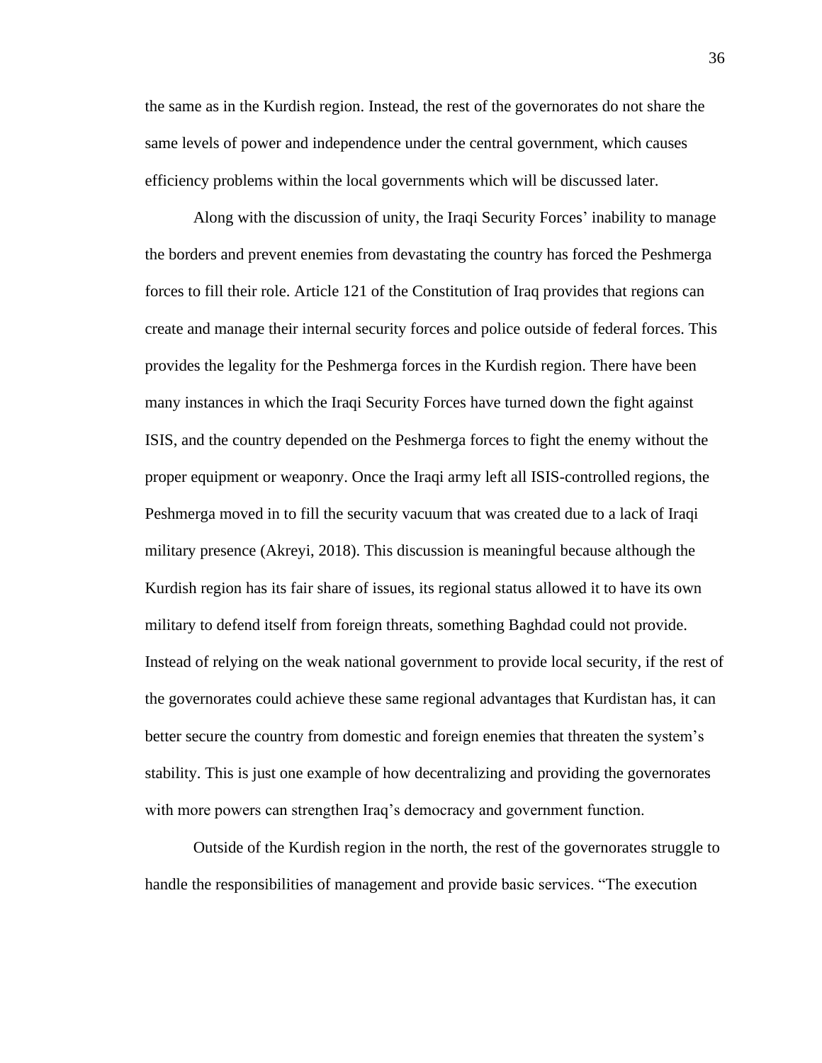the same as in the Kurdish region. Instead, the rest of the governorates do not share the same levels of power and independence under the central government, which causes efficiency problems within the local governments which will be discussed later.

Along with the discussion of unity, the Iraqi Security Forces' inability to manage the borders and prevent enemies from devastating the country has forced the Peshmerga forces to fill their role. Article 121 of the Constitution of Iraq provides that regions can create and manage their internal security forces and police outside of federal forces. This provides the legality for the Peshmerga forces in the Kurdish region. There have been many instances in which the Iraqi Security Forces have turned down the fight against ISIS, and the country depended on the Peshmerga forces to fight the enemy without the proper equipment or weaponry. Once the Iraqi army left all ISIS-controlled regions, the Peshmerga moved in to fill the security vacuum that was created due to a lack of Iraqi military presence (Akreyi, 2018). This discussion is meaningful because although the Kurdish region has its fair share of issues, its regional status allowed it to have its own military to defend itself from foreign threats, something Baghdad could not provide. Instead of relying on the weak national government to provide local security, if the rest of the governorates could achieve these same regional advantages that Kurdistan has, it can better secure the country from domestic and foreign enemies that threaten the system's stability. This is just one example of how decentralizing and providing the governorates with more powers can strengthen Iraq's democracy and government function.

Outside of the Kurdish region in the north, the rest of the governorates struggle to handle the responsibilities of management and provide basic services. "The execution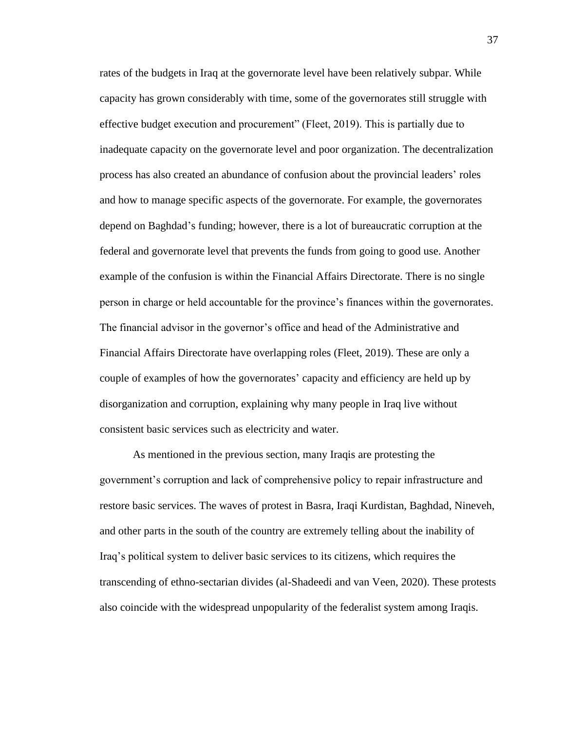rates of the budgets in Iraq at the governorate level have been relatively subpar. While capacity has grown considerably with time, some of the governorates still struggle with effective budget execution and procurement" (Fleet, 2019). This is partially due to inadequate capacity on the governorate level and poor organization. The decentralization process has also created an abundance of confusion about the provincial leaders' roles and how to manage specific aspects of the governorate. For example, the governorates depend on Baghdad's funding; however, there is a lot of bureaucratic corruption at the federal and governorate level that prevents the funds from going to good use. Another example of the confusion is within the Financial Affairs Directorate. There is no single person in charge or held accountable for the province's finances within the governorates. The financial advisor in the governor's office and head of the Administrative and Financial Affairs Directorate have overlapping roles (Fleet, 2019). These are only a couple of examples of how the governorates' capacity and efficiency are held up by disorganization and corruption, explaining why many people in Iraq live without consistent basic services such as electricity and water.

As mentioned in the previous section, many Iraqis are protesting the government's corruption and lack of comprehensive policy to repair infrastructure and restore basic services. The waves of protest in Basra, Iraqi Kurdistan, Baghdad, Nineveh, and other parts in the south of the country are extremely telling about the inability of Iraq's political system to deliver basic services to its citizens, which requires the transcending of ethno-sectarian divides (al-Shadeedi and van Veen, 2020). These protests also coincide with the widespread unpopularity of the federalist system among Iraqis.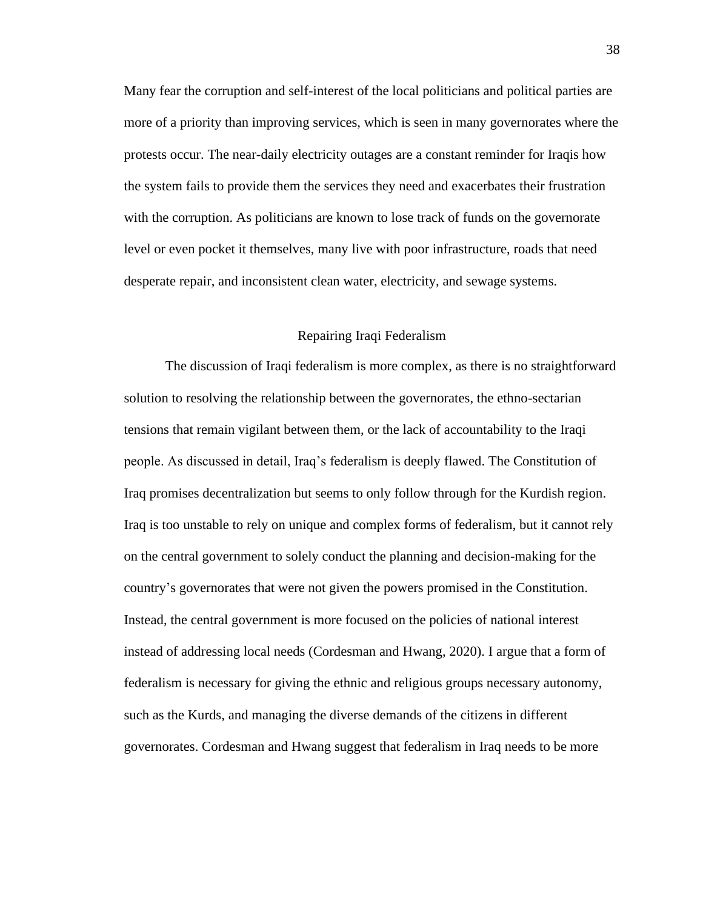Many fear the corruption and self-interest of the local politicians and political parties are more of a priority than improving services, which is seen in many governorates where the protests occur. The near-daily electricity outages are a constant reminder for Iraqis how the system fails to provide them the services they need and exacerbates their frustration with the corruption. As politicians are known to lose track of funds on the governorate level or even pocket it themselves, many live with poor infrastructure, roads that need desperate repair, and inconsistent clean water, electricity, and sewage systems.

## Repairing Iraqi Federalism

The discussion of Iraqi federalism is more complex, as there is no straightforward solution to resolving the relationship between the governorates, the ethno-sectarian tensions that remain vigilant between them, or the lack of accountability to the Iraqi people. As discussed in detail, Iraq's federalism is deeply flawed. The Constitution of Iraq promises decentralization but seems to only follow through for the Kurdish region. Iraq is too unstable to rely on unique and complex forms of federalism, but it cannot rely on the central government to solely conduct the planning and decision-making for the country's governorates that were not given the powers promised in the Constitution. Instead, the central government is more focused on the policies of national interest instead of addressing local needs (Cordesman and Hwang, 2020). I argue that a form of federalism is necessary for giving the ethnic and religious groups necessary autonomy, such as the Kurds, and managing the diverse demands of the citizens in different governorates. Cordesman and Hwang suggest that federalism in Iraq needs to be more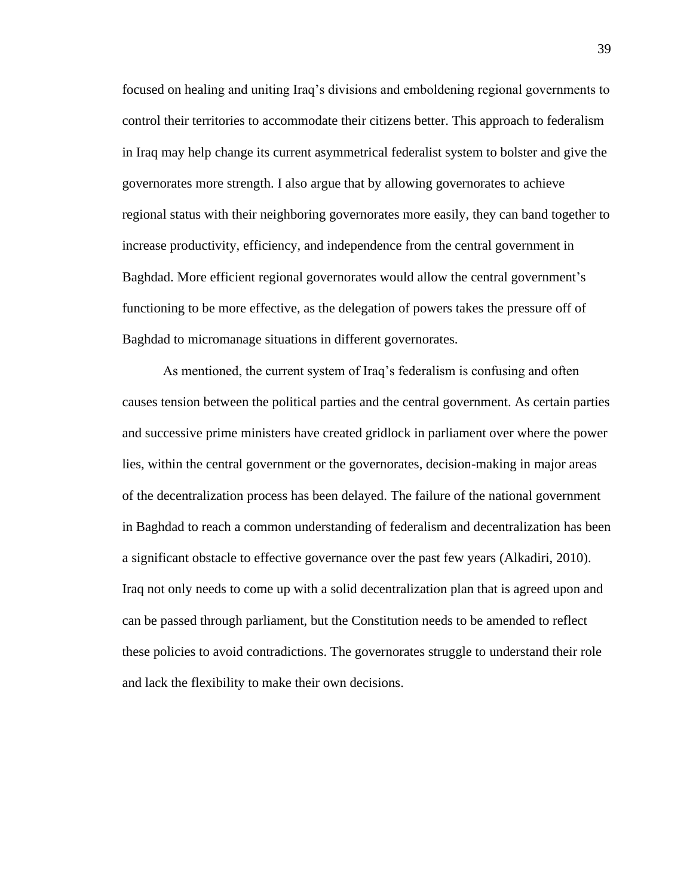focused on healing and uniting Iraq's divisions and emboldening regional governments to control their territories to accommodate their citizens better. This approach to federalism in Iraq may help change its current asymmetrical federalist system to bolster and give the governorates more strength. I also argue that by allowing governorates to achieve regional status with their neighboring governorates more easily, they can band together to increase productivity, efficiency, and independence from the central government in Baghdad. More efficient regional governorates would allow the central government's functioning to be more effective, as the delegation of powers takes the pressure off of Baghdad to micromanage situations in different governorates.

As mentioned, the current system of Iraq's federalism is confusing and often causes tension between the political parties and the central government. As certain parties and successive prime ministers have created gridlock in parliament over where the power lies, within the central government or the governorates, decision-making in major areas of the decentralization process has been delayed. The failure of the national government in Baghdad to reach a common understanding of federalism and decentralization has been a significant obstacle to effective governance over the past few years (Alkadiri, 2010). Iraq not only needs to come up with a solid decentralization plan that is agreed upon and can be passed through parliament, but the Constitution needs to be amended to reflect these policies to avoid contradictions. The governorates struggle to understand their role and lack the flexibility to make their own decisions.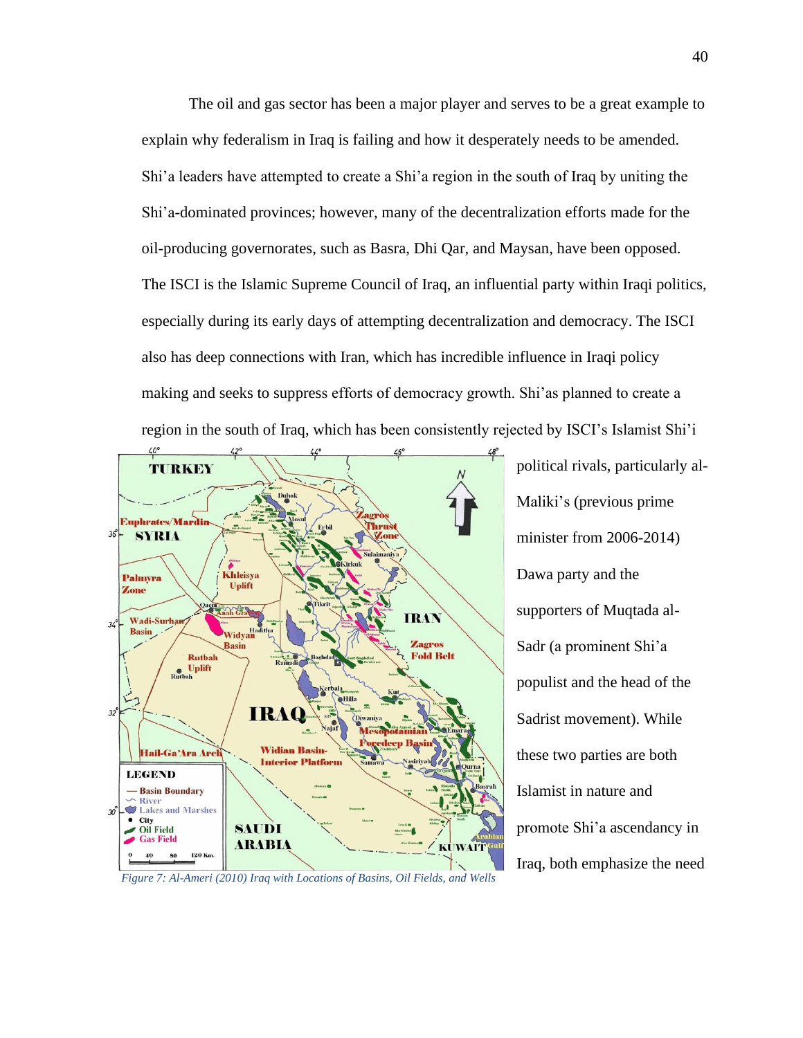The oil and gas sector has been a major player and serves to be a great example to explain why federalism in Iraq is failing and how it desperately needs to be amended. Shi'a leaders have attempted to create a Shi'a region in the south of Iraq by uniting the Shi'a-dominated provinces; however, many of the decentralization efforts made for the oil-producing governorates, such as Basra, Dhi Qar, and Maysan, have been opposed. The ISCI is the Islamic Supreme Council of Iraq, an influential party within Iraqi politics, especially during its early days of attempting decentralization and democracy. The ISCI also has deep connections with Iran, which has incredible influence in Iraqi policy making and seeks to suppress efforts of democracy growth. Shi'as planned to create a region in the south of Iraq, which has been consistently rejected by ISCI's Islamist Shi'i political rivals, particularly al-Maliki's (previous prime minister from 2006-2014) Dawa party and the supporters of Muqtada al-Sadr (a prominent Shi'a populist and the head of the Sadrist movement). While these two parties are both Islamist in nature and promote Shi'a ascendancy in Iraq, both emphasize the need

*Figure 7: Al-Ameri (2010) Iraq with Locations of Basins, Oil Fields, and Wells*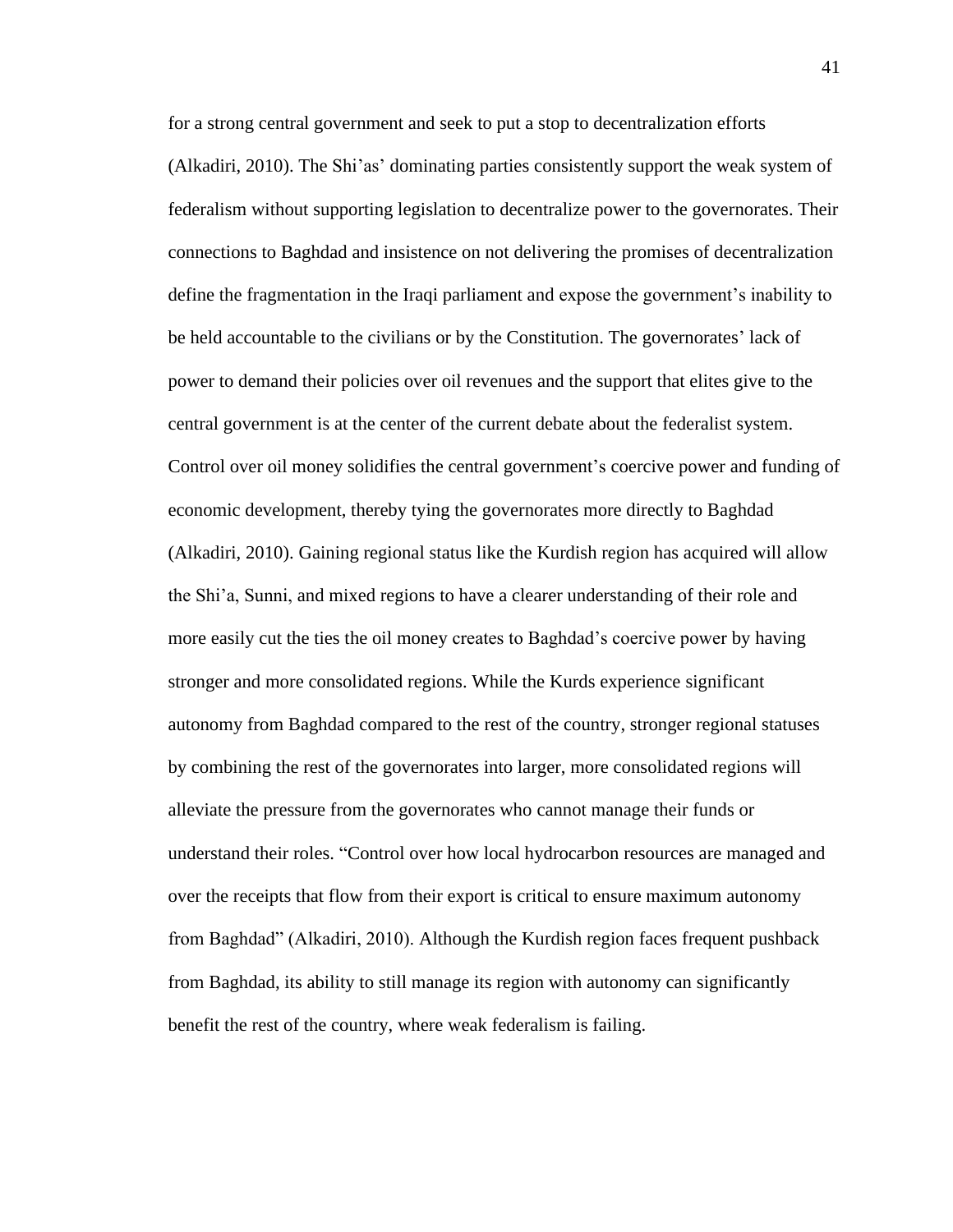for a strong central government and seek to put a stop to decentralization efforts (Alkadiri, 2010). The Shi'as' dominating parties consistently support the weak system of federalism without supporting legislation to decentralize power to the governorates. Their connections to Baghdad and insistence on not delivering the promises of decentralization define the fragmentation in the Iraqi parliament and expose the government's inability to be held accountable to the civilians or by the Constitution. The governorates' lack of power to demand their policies over oil revenues and the support that elites give to the central government is at the center of the current debate about the federalist system. Control over oil money solidifies the central government's coercive power and funding of economic development, thereby tying the governorates more directly to Baghdad (Alkadiri, 2010). Gaining regional status like the Kurdish region has acquired will allow the Shi'a, Sunni, and mixed regions to have a clearer understanding of their role and more easily cut the ties the oil money creates to Baghdad's coercive power by having stronger and more consolidated regions. While the Kurds experience significant autonomy from Baghdad compared to the rest of the country, stronger regional statuses by combining the rest of the governorates into larger, more consolidated regions will alleviate the pressure from the governorates who cannot manage their funds or understand their roles. "Control over how local hydrocarbon resources are managed and over the receipts that flow from their export is critical to ensure maximum autonomy from Baghdad" (Alkadiri, 2010). Although the Kurdish region faces frequent pushback from Baghdad, its ability to still manage its region with autonomy can significantly benefit the rest of the country, where weak federalism is failing.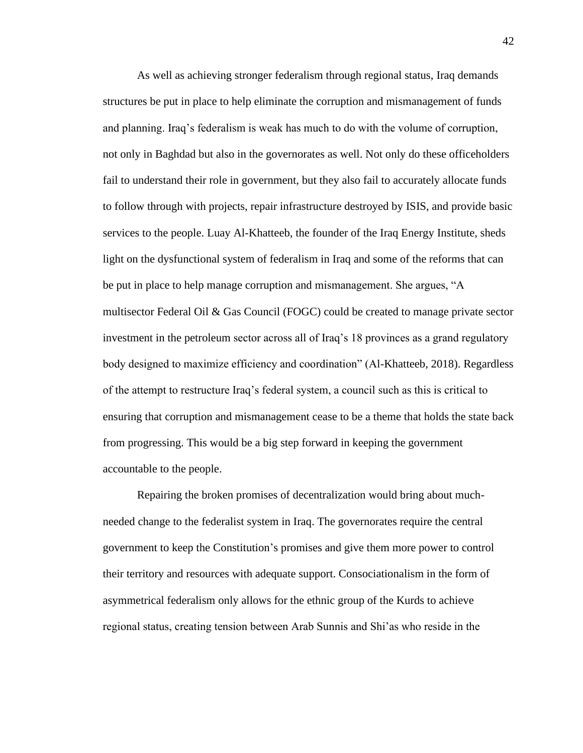As well as achieving stronger federalism through regional status, Iraq demands structures be put in place to help eliminate the corruption and mismanagement of funds and planning. Iraq's federalism is weak has much to do with the volume of corruption, not only in Baghdad but also in the governorates as well. Not only do these officeholders fail to understand their role in government, but they also fail to accurately allocate funds to follow through with projects, repair infrastructure destroyed by ISIS, and provide basic services to the people. Luay Al-Khatteeb, the founder of the Iraq Energy Institute, sheds light on the dysfunctional system of federalism in Iraq and some of the reforms that can be put in place to help manage corruption and mismanagement. She argues, "A multisector Federal Oil & Gas Council (FOGC) could be created to manage private sector investment in the petroleum sector across all of Iraq's 18 provinces as a grand regulatory body designed to maximize efficiency and coordination" (Al-Khatteeb, 2018). Regardless of the attempt to restructure Iraq's federal system, a council such as this is critical to ensuring that corruption and mismanagement cease to be a theme that holds the state back from progressing. This would be a big step forward in keeping the government accountable to the people.

Repairing the broken promises of decentralization would bring about much-needed change to the federalist system in Iraq. The governorates require the central government to keep the Constitution's promises and give them more power to control their territory and resources with adequate support. Consociationalism in the form of asymmetrical federalism only allows for the ethnic group of the Kurds to achieve regional status, creating tension between Arab Sunnis and Shi'as who reside in the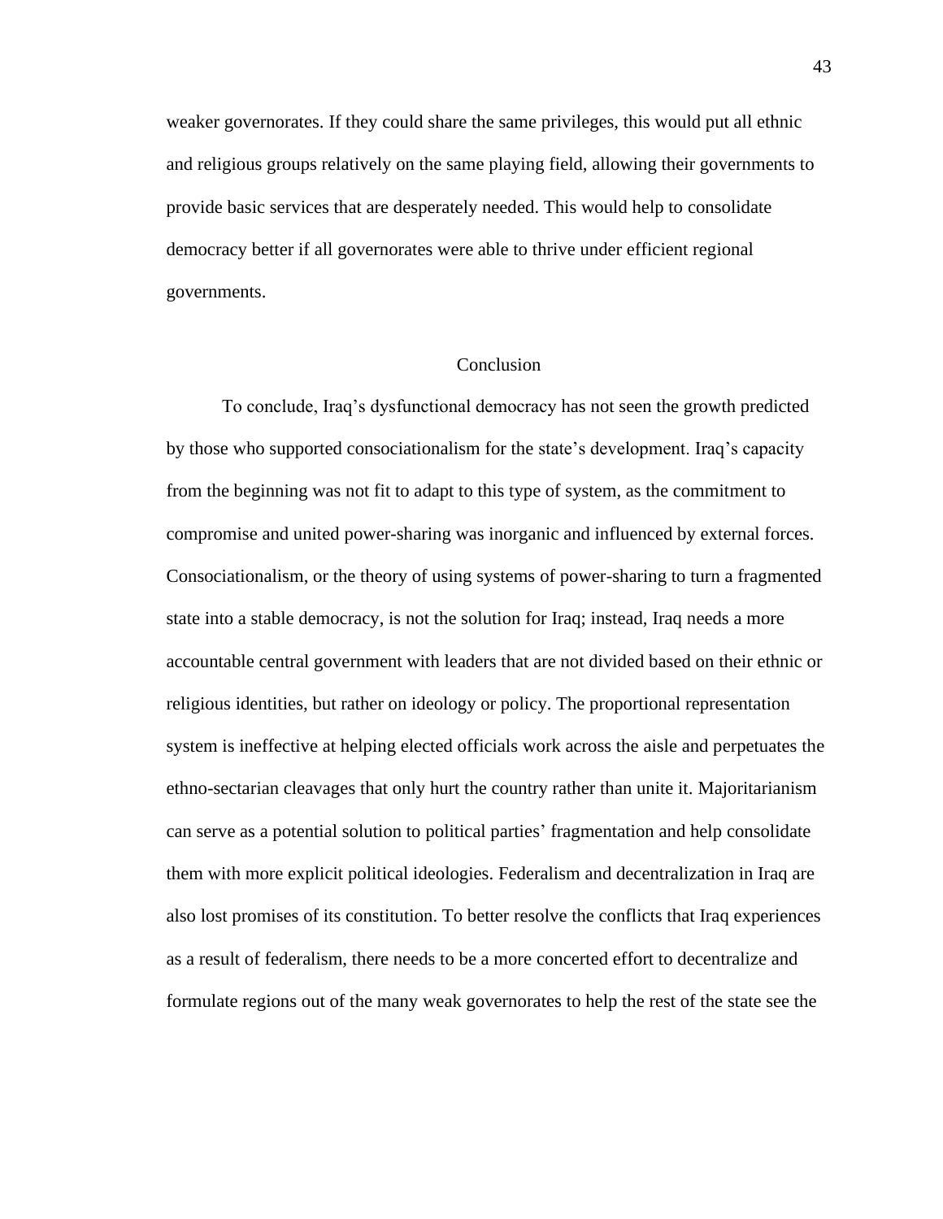weaker governorates. If they could share the same privileges, this would put all ethnic and religious groups relatively on the same playing field, allowing their governments to provide basic services that are desperately needed. This would help to consolidate democracy better if all governorates were able to thrive under efficient regional governments.

## Conclusion

To conclude, Iraq's dysfunctional democracy has not seen the growth predicted by those who supported consociationalism for the state's development. Iraq's capacity from the beginning was not fit to adapt to this type of system, as the commitment to compromise and united power-sharing was inorganic and influenced by external forces. Consociationalism, or the theory of using systems of power-sharing to turn a fragmented state into a stable democracy, is not the solution for Iraq; instead, Iraq needs a more accountable central government with leaders that are not divided based on their ethnic or religious identities, but rather on ideology or policy. The proportional representation system is ineffective at helping elected officials work across the aisle and perpetuates the ethno-sectarian cleavages that only hurt the country rather than unite it. Majoritarianism can serve as a potential solution to political parties' fragmentation and help consolidate them with more explicit political ideologies. Federalism and decentralization in Iraq are also lost promises of its constitution. To better resolve the conflicts that Iraq experiences as a result of federalism, there needs to be a more concerted effort to decentralize and formulate regions out of the many weak governorates to help the rest of the state see the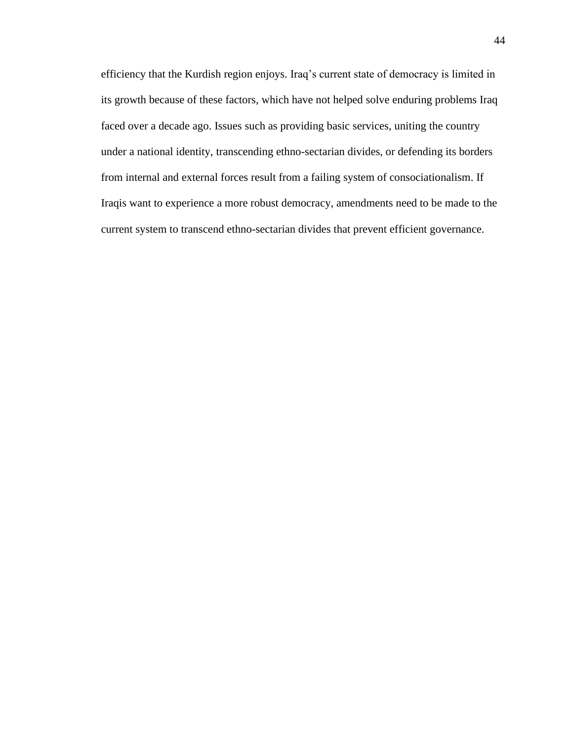efficiency that the Kurdish region enjoys. Iraq's current state of democracy is limited in its growth because of these factors, which have not helped solve enduring problems Iraq faced over a decade ago. Issues such as providing basic services, uniting the country under a national identity, transcending ethno-sectarian divides, or defending its borders from internal and external forces result from a failing system of consociationalism. If Iraqis want to experience a more robust democracy, amendments need to be made to the current system to transcend ethno-sectarian divides that prevent efficient governance.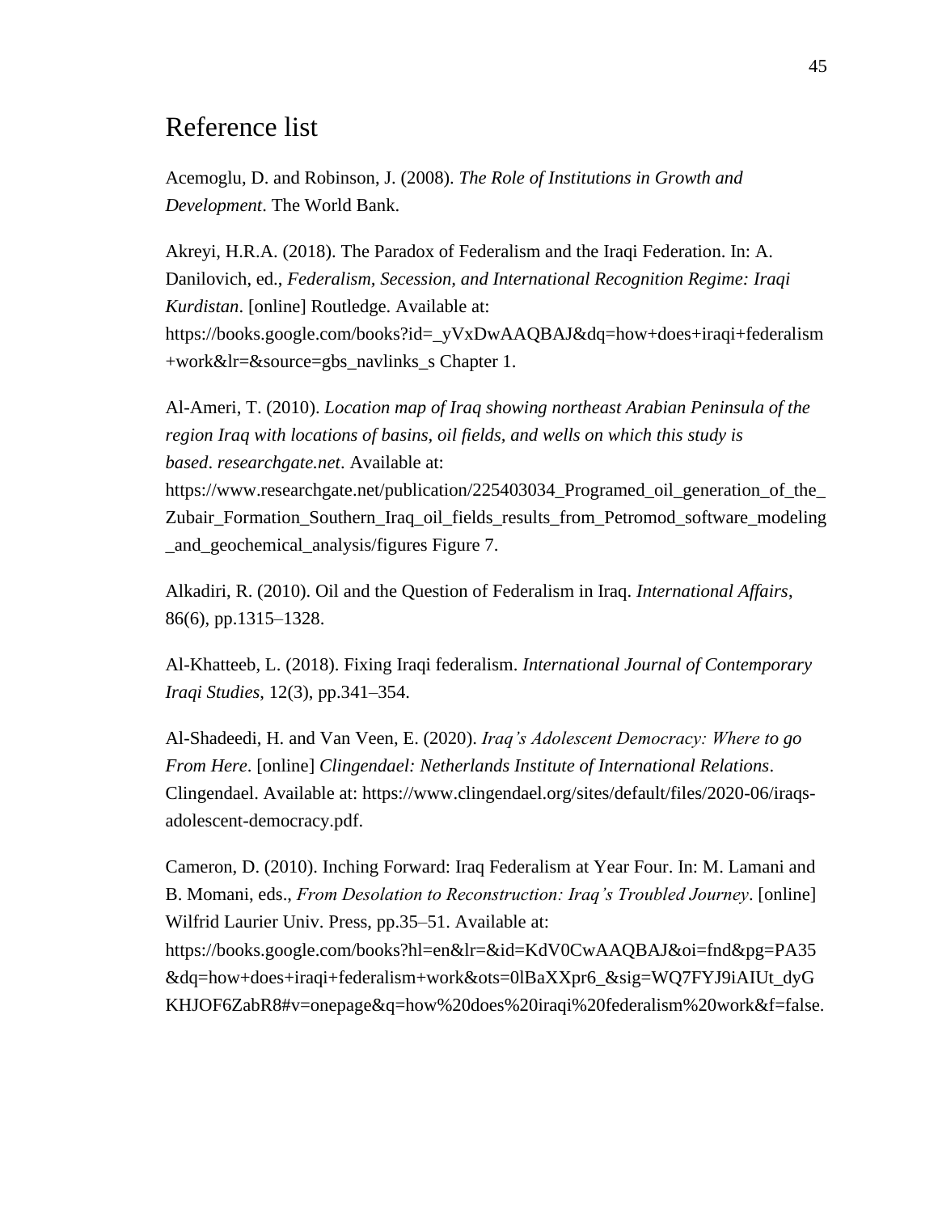# Reference list

Acemoglu, D. and Robinson, J. (2008). *The Role of Institutions in Growth and Development*. The World Bank.

Akreyi, H.R.A. (2018). The Paradox of Federalism and the Iraqi Federation. In: A. Danilovich, ed., *Federalism, Secession, and International Recognition Regime: Iraqi Kurdistan*. [online] Routledge. Available at: https://books.google.com/books?id=_yVxDwAAQBAJ&dq=how+does+iraqi+federalism+work&lr=&source=gbs_navlinks_s Chapter 1.

Al-Ameri, T. (2010). *Location map of Iraq showing northeast Arabian Peninsula of the region Iraq with locations of basins, oil fields, and wells on which this study is based*. *researchgate.net*. Available at: https://www.researchgate.net/publication/225403034_Programed_oil_generation_of_the_Zubair_Formation_Southern_Iraq_oil_fields_results_from_Petromod_software_modeling_and_geochemical_analysis/figures Figure 7.

Alkadiri, R. (2010). Oil and the Question of Federalism in Iraq. *International Affairs*, 86(6), pp.1315–1328.

Al-Khatteeb, L. (2018). Fixing Iraqi federalism. *International Journal of Contemporary Iraqi Studies*, 12(3), pp.341–354.

Al-Shadeedi, H. and Van Veen, E. (2020). *Iraq's Adolescent Democracy: Where to go From Here*. [online] *Clingendael: Netherlands Institute of International Relations*. Clingendael. Available at: https://www.clingendael.org/sites/default/files/2020-06/iraqs-adolescent-democracy.pdf.

Cameron, D. (2010). Inching Forward: Iraq Federalism at Year Four. In: M. Lamani and B. Momani, eds., *From Desolation to Reconstruction: Iraq's Troubled Journey*. [online] Wilfrid Laurier Univ. Press, pp.35–51. Available at: https://books.google.com/books?hl=en&lr=&id=KdV0CwAAQBAJ&oi=fnd&pg=PA35&dq=how+does+iraqi+federalism+work&ots=0lBaXXpr6_&sig=WQ7FYJ9iAIUt_dyGKHJOF6ZabR8#v=onepage&q=how%20does%20iraqi%20federalism%20work&f=false.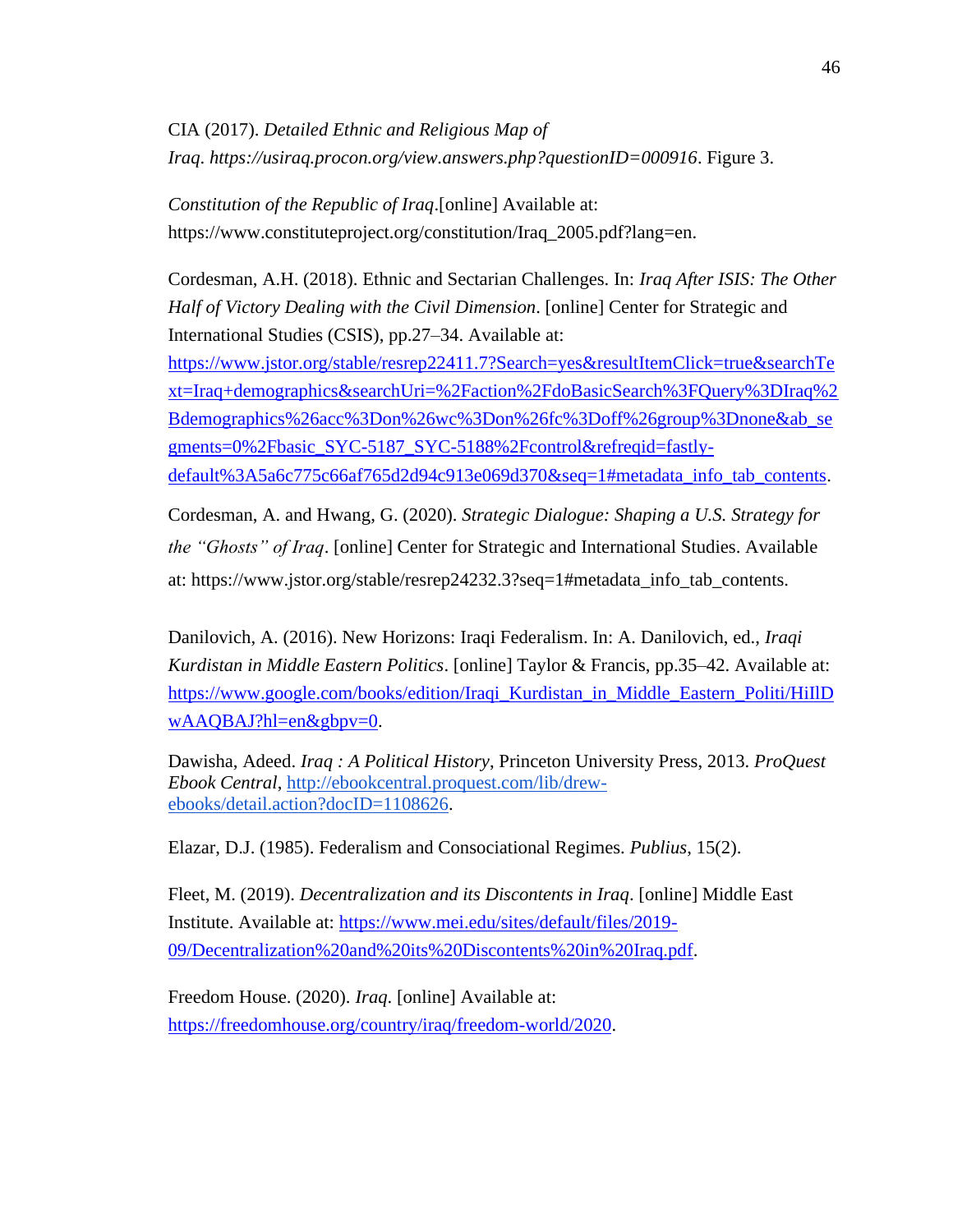CIA (2017). *Detailed Ethnic and Religious Map of Iraq*. *https://usiraq.procon.org/view.answers.php?questionID=000916*. Figure 3.

*Constitution of the Republic of Iraq*.[online] Available at: https://www.constituteproject.org/constitution/Iraq_2005.pdf?lang=en.

Cordesman, A.H. (2018). Ethnic and Sectarian Challenges. In: *Iraq After ISIS: The Other Half of Victory Dealing with the Civil Dimension*. [online] Center for Strategic and International Studies (CSIS), pp.27–34. Available at: https://www.jstor.org/stable/resrep22411.7?Search=yes&resultItemClick=true&searchText=Iraq+demographics&searchUri=%2Faction%2FdoBasicSearch%3FQuery%3DIraq%2Bdemographics%26acc%3Don%26wc%3Don%26fc%3Doff%26group%3Dnone&ab_segments=0%2Fbasic_SYC-5187_SYC-5188%2Fcontrol&refreqid=fastly-default%3A5a6c775c66af765d2d94c913e069d370&seq=1#metadata_info_tab_contents.

Cordesman, A. and Hwang, G. (2020). *Strategic Dialogue: Shaping a U.S. Strategy for the "Ghosts" of Iraq*. [online] Center for Strategic and International Studies. Available at: https://www.jstor.org/stable/resrep24232.3?seq=1#metadata_info_tab_contents.

Danilovich, A. (2016). New Horizons: Iraqi Federalism. In: A. Danilovich, ed., *Iraqi Kurdistan in Middle Eastern Politics*. [online] Taylor & Francis, pp.35–42. Available at: https://www.google.com/books/edition/Iraqi_Kurdistan_in_Middle_Eastern_Politi/HiIlDwAAQBAJ?hl=en&gbpv=0.

Dawisha, Adeed. *Iraq : A Political History*, Princeton University Press, 2013. *ProQuest Ebook Central*, http://ebookcentral.proquest.com/lib/drew-ebooks/detail.action?docID=1108626.

Elazar, D.J. (1985). Federalism and Consociational Regimes. *Publius*, 15(2).

Fleet, M. (2019). *Decentralization and its Discontents in Iraq*. [online] Middle East Institute. Available at: https://www.mei.edu/sites/default/files/2019-09/Decentralization%20and%20its%20Discontents%20in%20Iraq.pdf.

Freedom House. (2020). *Iraq*. [online] Available at: https://freedomhouse.org/country/iraq/freedom-world/2020.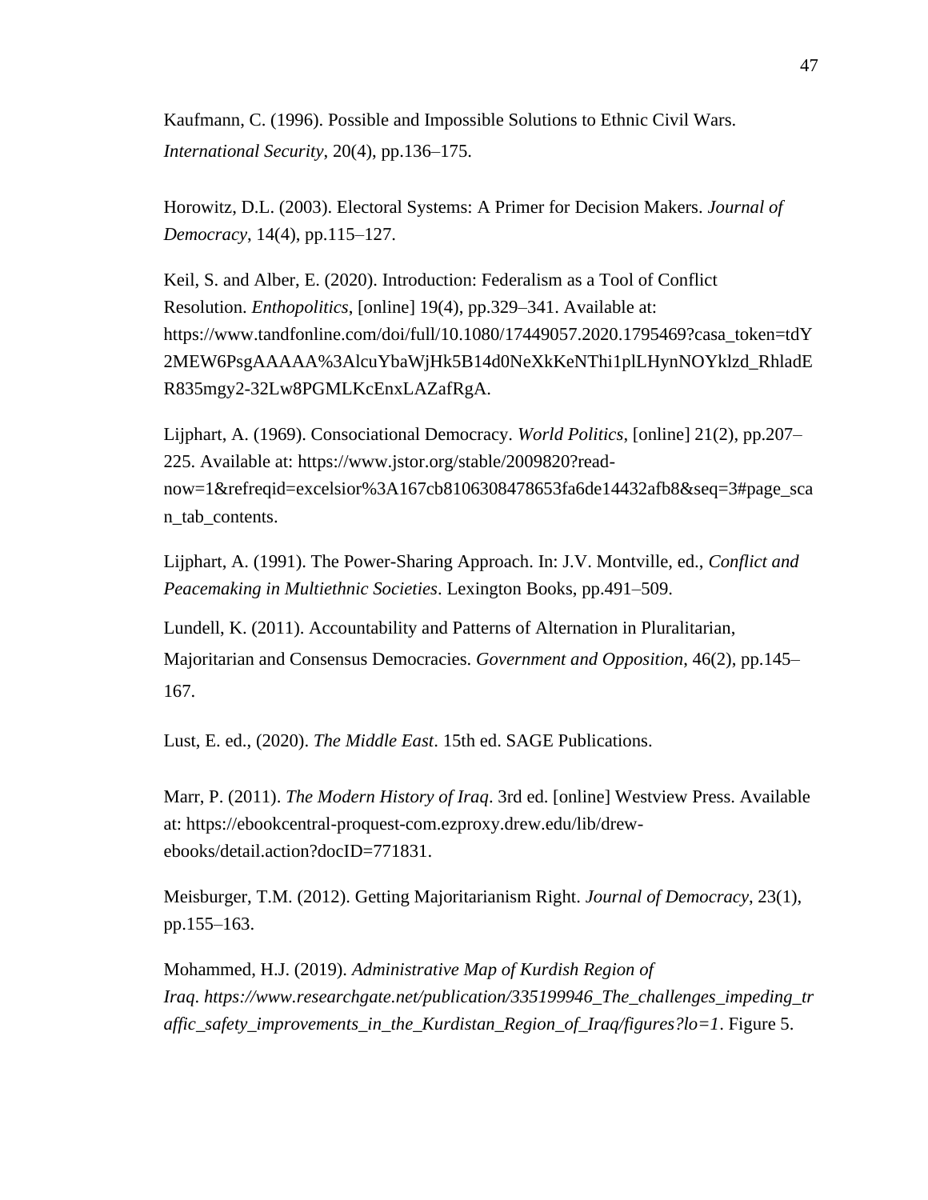Kaufmann, C. (1996). Possible and Impossible Solutions to Ethnic Civil Wars. *International Security*, 20(4), pp.136–175.

Horowitz, D.L. (2003). Electoral Systems: A Primer for Decision Makers. *Journal of Democracy*, 14(4), pp.115–127.

Keil, S. and Alber, E. (2020). Introduction: Federalism as a Tool of Conflict Resolution. *Enthopolitics*, [online] 19(4), pp.329–341. Available at: https://www.tandfonline.com/doi/full/10.1080/17449057.2020.1795469?casa_token=tdY2MEW6PsgAAAAA%3AlcuYbaWjHk5B14d0NeXkKeNThi1plLHynNOYklzd_RhladER835mgy2-32Lw8PGMLKcEnxLAZafRgA.

Lijphart, A. (1969). Consociational Democracy. *World Politics*, [online] 21(2), pp.207–225. Available at: https://www.jstor.org/stable/2009820?read-now=1&refreqid=excelsior%3A167cb8106308478653fa6de14432afb8&seq=3#page_scan_tab_contents.

Lijphart, A. (1991). The Power-Sharing Approach. In: J.V. Montville, ed., *Conflict and Peacemaking in Multiethnic Societies*. Lexington Books, pp.491–509.

Lundell, K. (2011). Accountability and Patterns of Alternation in Pluralitarian, Majoritarian and Consensus Democracies. *Government and Opposition*, 46(2), pp.145–167.

Lust, E. ed., (2020). *The Middle East*. 15th ed. SAGE Publications.

Marr, P. (2011). *The Modern History of Iraq*. 3rd ed. [online] Westview Press. Available at: https://ebookcentral-proquest-com.ezproxy.drew.edu/lib/drew-ebooks/detail.action?docID=771831.

Meisburger, T.M. (2012). Getting Majoritarianism Right. *Journal of Democracy*, 23(1), pp.155–163.

Mohammed, H.J. (2019). *Administrative Map of Kurdish Region of Iraq*. *https://www.researchgate.net/publication/335199946_The_challenges_impeding_traffic_safety_improvements_in_the_Kurdistan_Region_of_Iraq/figures?lo=1*. Figure 5.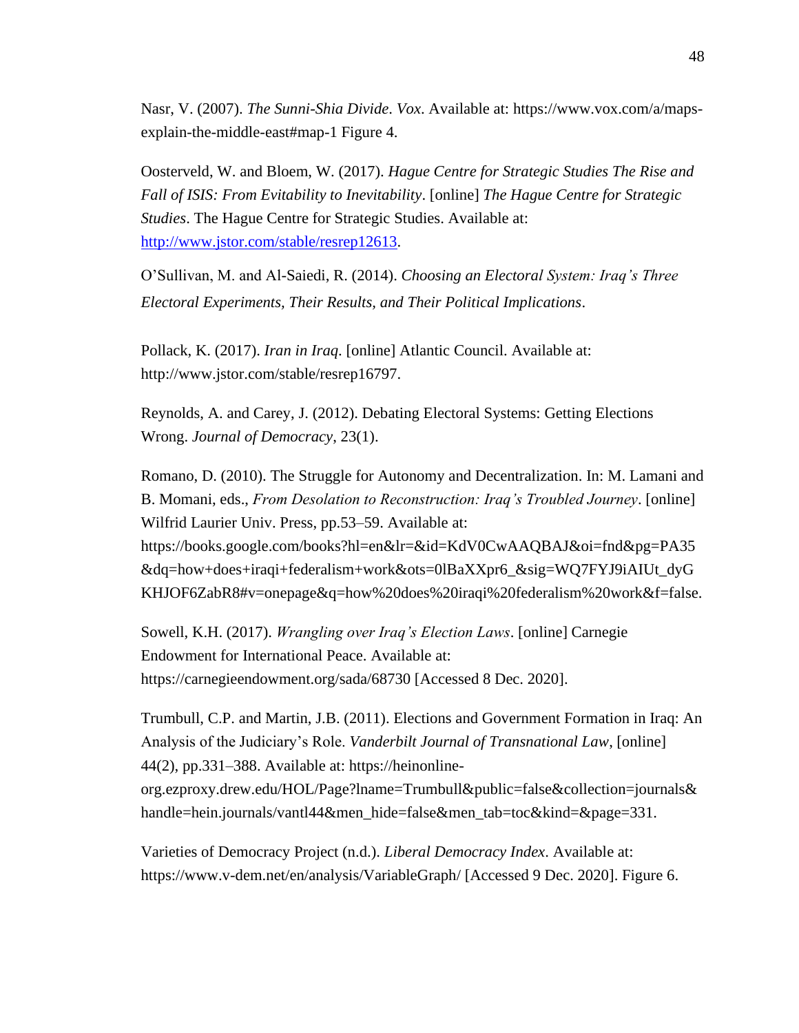Nasr, V. (2007). *The Sunni-Shia Divide*. *Vox*. Available at: https://www.vox.com/a/maps-explain-the-middle-east#map-1 Figure 4.

Oosterveld, W. and Bloem, W. (2017). *Hague Centre for Strategic Studies The Rise and Fall of ISIS: From Evitability to Inevitability*. [online] *The Hague Centre for Strategic Studies*. The Hague Centre for Strategic Studies. Available at: http://www.jstor.com/stable/resrep12613.

O'Sullivan, M. and Al-Saiedi, R. (2014). *Choosing an Electoral System: Iraq's Three Electoral Experiments, Their Results, and Their Political Implications*.

Pollack, K. (2017). *Iran in Iraq*. [online] Atlantic Council. Available at: http://www.jstor.com/stable/resrep16797.

Reynolds, A. and Carey, J. (2012). Debating Electoral Systems: Getting Elections Wrong. *Journal of Democracy*, 23(1).

Romano, D. (2010). The Struggle for Autonomy and Decentralization. In: M. Lamani and B. Momani, eds., *From Desolation to Reconstruction: Iraq's Troubled Journey*. [online] Wilfrid Laurier Univ. Press, pp.53–59. Available at: https://books.google.com/books?hl=en&lr=&id=KdV0CwAAQBAJ&oi=fnd&pg=PA35&dq=how+does+iraqi+federalism+work&ots=0lBaXXpr6_&sig=WQ7FYJ9iAIUt_dyGKHJOF6ZabR8#v=onepage&q=how%20does%20iraqi%20federalism%20work&f=false.

Sowell, K.H. (2017). *Wrangling over Iraq's Election Laws*. [online] Carnegie Endowment for International Peace. Available at: https://carnegieendowment.org/sada/68730 [Accessed 8 Dec. 2020].

Trumbull, C.P. and Martin, J.B. (2011). Elections and Government Formation in Iraq: An Analysis of the Judiciary's Role. *Vanderbilt Journal of Transnational Law*, [online] 44(2), pp.331–388. Available at: https://heinonline-org.ezproxy.drew.edu/HOL/Page?lname=Trumbull&public=false&collection=journals&handle=hein.journals/vantl44&men_hide=false&men_tab=toc&kind=&page=331.

Varieties of Democracy Project (n.d.). *Liberal Democracy Index*. Available at: https://www.v-dem.net/en/analysis/VariableGraph/ [Accessed 9 Dec. 2020]. Figure 6.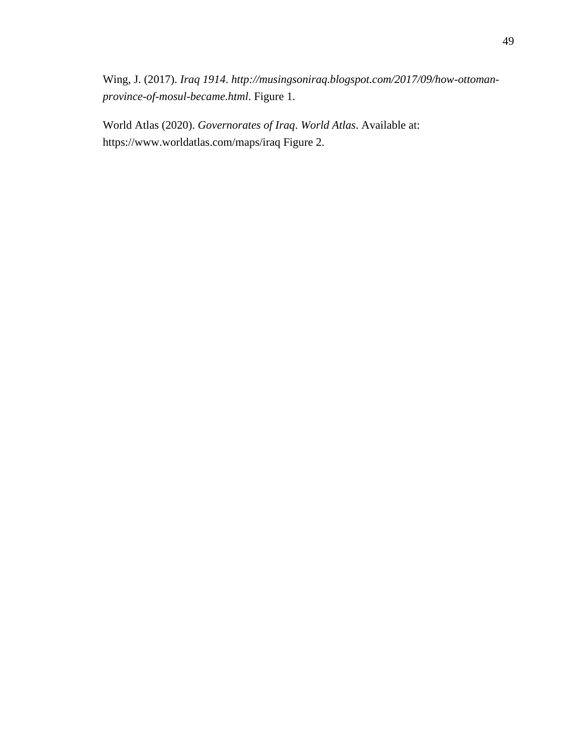Wing, J. (2017). *Iraq 1914*. *http://musingsoniraq.blogspot.com/2017/09/how-ottoman-province-of-mosul-became.html*. Figure 1.

World Atlas (2020). *Governorates of Iraq*. *World Atlas*. Available at: https://www.worldatlas.com/maps/iraq Figure 2.